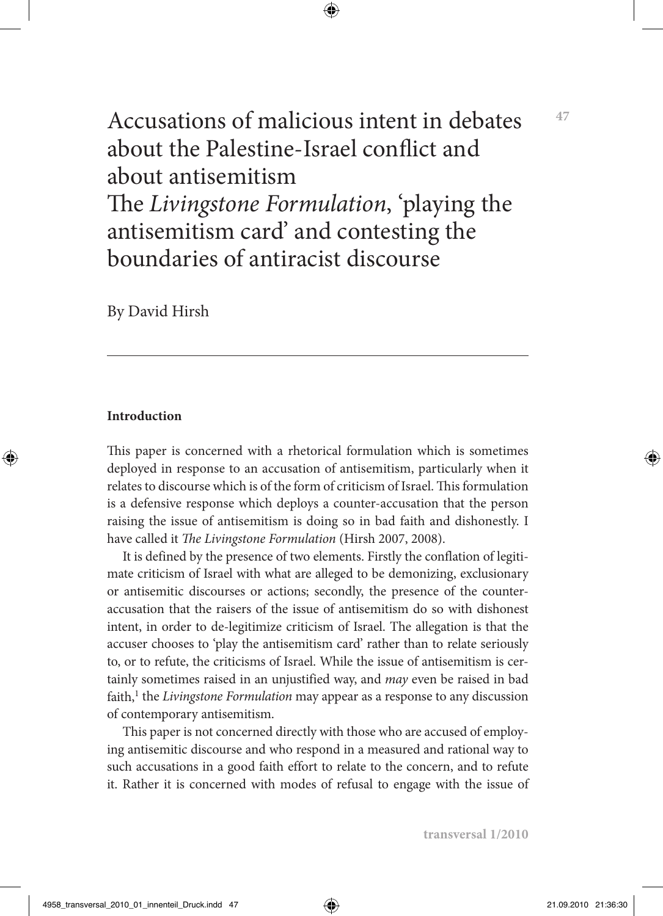# Accusations of malicious intent in debates about the Palestine-Israel conflict and about antisemitism

## The *Livingstone Formulation*, 'playing the antisemitism card' and contesting the boundaries of antiracist discourse

By David Hirsh

---

### Introduction

This paper is concerned with a rhetorical formulation which is sometimes deployed in response to an accusation of antisemitism, particularly when it relates to discourse which is of the form of criticism of Israel. This formulation is a defensive response which deploys a counter-accusation that the person raising the issue of antisemitism is doing so in bad faith and dishonestly. I have called it *The Livingstone Formulation* (Hirsh 2007, 2008).

It is defined by the presence of two elements. Firstly the conflation of legitimate criticism of Israel with what are alleged to be demonizing, exclusionary or antisemitic discourses or actions; secondly, the presence of the counter-accusation that the raisers of the issue of antisemitism do so with dishonest intent, in order to de-legitimize criticism of Israel. The allegation is that the accuser chooses to 'play the antisemitism card' rather than to relate seriously to, or to refute, the criticisms of Israel. While the issue of antisemitism is certainly sometimes raised in an unjustified way, and *may* even be raised in bad faith,[1] the *Livingstone Formulation* may appear as a response to any discussion of contemporary antisemitism.

This paper is not concerned directly with those who are accused of employing antisemitic discourse and who respond in a measured and rational way to such accusations in a good faith effort to relate to the concern, and to refute it. Rather it is concerned with modes of refusal to engage with the issue of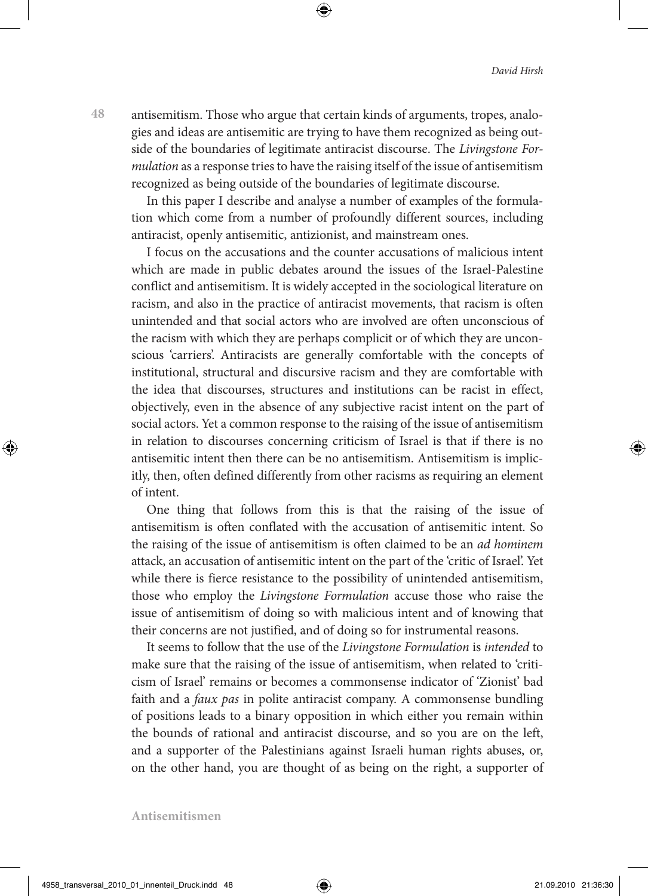antisemitism. Those who argue that certain kinds of arguments, tropes, analogies and ideas are antisemitic are trying to have them recognized as being outside of the boundaries of legitimate antiracist discourse. The *Livingstone Formulation* as a response tries to have the raising itself of the issue of antisemitism recognized as being outside of the boundaries of legitimate discourse.

In this paper I describe and analyse a number of examples of the formulation which come from a number of profoundly different sources, including antiracist, openly antisemitic, antizionist, and mainstream ones.

I focus on the accusations and the counter accusations of malicious intent which are made in public debates around the issues of the Israel-Palestine conflict and antisemitism. It is widely accepted in the sociological literature on racism, and also in the practice of antiracist movements, that racism is often unintended and that social actors who are involved are often unconscious of the racism with which they are perhaps complicit or of which they are unconscious 'carriers'. Antiracists are generally comfortable with the concepts of institutional, structural and discursive racism and they are comfortable with the idea that discourses, structures and institutions can be racist in effect, objectively, even in the absence of any subjective racist intent on the part of social actors. Yet a common response to the raising of the issue of antisemitism in relation to discourses concerning criticism of Israel is that if there is no antisemitic intent then there can be no antisemitism. Antisemitism is implicitly, then, often defined differently from other racisms as requiring an element of intent.

One thing that follows from this is that the raising of the issue of antisemitism is often conflated with the accusation of antisemitic intent. So the raising of the issue of antisemitism is often claimed to be an *ad hominem* attack, an accusation of antisemitic intent on the part of the 'critic of Israel'. Yet while there is fierce resistance to the possibility of unintended antisemitism, those who employ the *Livingstone Formulation* accuse those who raise the issue of antisemitism of doing so with malicious intent and of knowing that their concerns are not justified, and of doing so for instrumental reasons.

It seems to follow that the use of the *Livingstone Formulation* is *intended* to make sure that the raising of the issue of antisemitism, when related to 'criticism of Israel' remains or becomes a commonsense indicator of 'Zionist' bad faith and a *faux pas* in polite antiracist company. A commonsense bundling of positions leads to a binary opposition in which either you remain within the bounds of rational and antiracist discourse, and so you are on the left, and a supporter of the Palestinians against Israeli human rights abuses, or, on the other hand, you are thought of as being on the right, a supporter of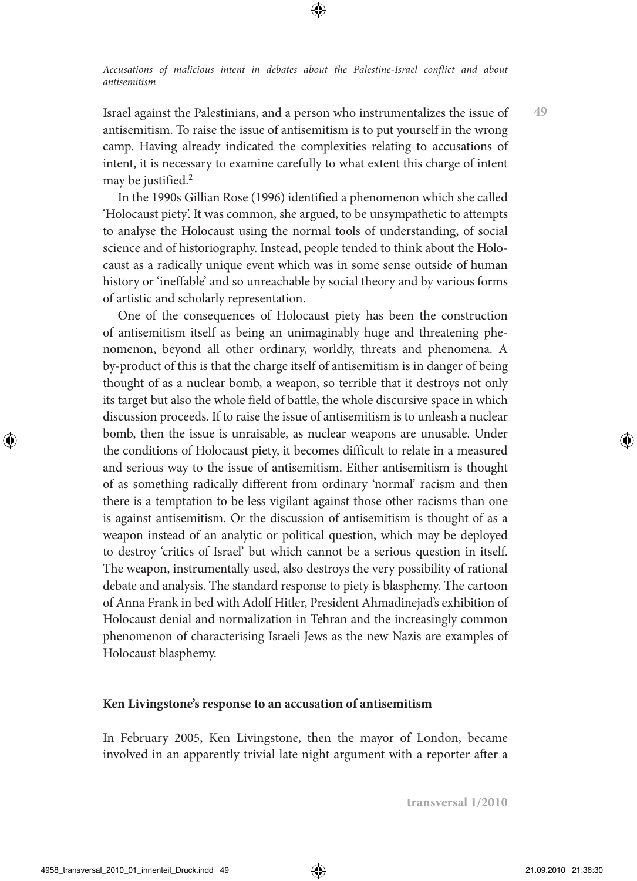Israel against the Palestinians, and a person who instrumentalizes the issue of antisemitism. To raise the issue of antisemitism is to put yourself in the wrong camp. Having already indicated the complexities relating to accusations of intent, it is necessary to examine carefully to what extent this charge of intent may be justified.[2]

In the 1990s Gillian Rose (1996) identified a phenomenon which she called 'Holocaust piety'. It was common, she argued, to be unsympathetic to attempts to analyse the Holocaust using the normal tools of understanding, of social science and of historiography. Instead, people tended to think about the Holocaust as a radically unique event which was in some sense outside of human history or 'ineffable' and so unreachable by social theory and by various forms of artistic and scholarly representation.

One of the consequences of Holocaust piety has been the construction of antisemitism itself as being an unimaginably huge and threatening phenomenon, beyond all other ordinary, worldly, threats and phenomena. A by-product of this is that the charge itself of antisemitism is in danger of being thought of as a nuclear bomb, a weapon, so terrible that it destroys not only its target but also the whole field of battle, the whole discursive space in which discussion proceeds. If to raise the issue of antisemitism is to unleash a nuclear bomb, then the issue is unraisable, as nuclear weapons are unusable. Under the conditions of Holocaust piety, it becomes difficult to relate in a measured and serious way to the issue of antisemitism. Either antisemitism is thought of as something radically different from ordinary 'normal' racism and then there is a temptation to be less vigilant against those other racisms than one is against antisemitism. Or the discussion of antisemitism is thought of as a weapon instead of an analytic or political question, which may be deployed to destroy 'critics of Israel' but which cannot be a serious question in itself. The weapon, instrumentally used, also destroys the very possibility of rational debate and analysis. The standard response to piety is blasphemy. The cartoon of Anna Frank in bed with Adolf Hitler, President Ahmadinejad's exhibition of Holocaust denial and normalization in Tehran and the increasingly common phenomenon of characterising Israeli Jews as the new Nazis are examples of Holocaust blasphemy.

## Ken Livingstone's response to an accusation of antisemitism

In February 2005, Ken Livingstone, then the mayor of London, became involved in an apparently trivial late night argument with a reporter after a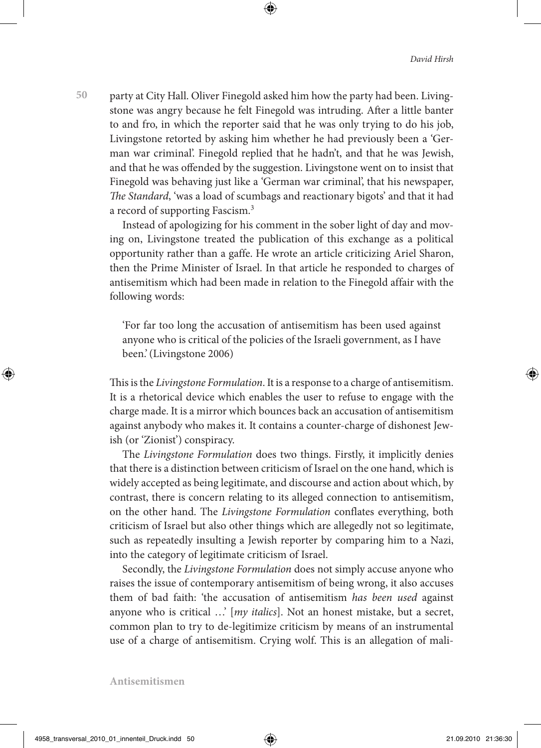party at City Hall. Oliver Finegold asked him how the party had been. Livingstone was angry because he felt Finegold was intruding. After a little banter to and fro, in which the reporter said that he was only trying to do his job, Livingstone retorted by asking him whether he had previously been a 'German war criminal'. Finegold replied that he hadn't, and that he was Jewish, and that he was offended by the suggestion. Livingstone went on to insist that Finegold was behaving just like a 'German war criminal', that his newspaper, *The Standard*, 'was a load of scumbags and reactionary bigots' and that it had a record of supporting Fascism.[3]

Instead of apologizing for his comment in the sober light of day and moving on, Livingstone treated the publication of this exchange as a political opportunity rather than a gaffe. He wrote an article criticizing Ariel Sharon, then the Prime Minister of Israel. In that article he responded to charges of antisemitism which had been made in relation to the Finegold affair with the following words:

> 'For far too long the accusation of antisemitism has been used against anyone who is critical of the policies of the Israeli government, as I have been.' (Livingstone 2006)

This is the *Livingstone Formulation*. It is a response to a charge of antisemitism. It is a rhetorical device which enables the user to refuse to engage with the charge made. It is a mirror which bounces back an accusation of antisemitism against anybody who makes it. It contains a counter-charge of dishonest Jewish (or 'Zionist') conspiracy.

The *Livingstone Formulation* does two things. Firstly, it implicitly denies that there is a distinction between criticism of Israel on the one hand, which is widely accepted as being legitimate, and discourse and action about which, by contrast, there is concern relating to its alleged connection to antisemitism, on the other hand. The *Livingstone Formulation* conflates everything, both criticism of Israel but also other things which are allegedly not so legitimate, such as repeatedly insulting a Jewish reporter by comparing him to a Nazi, into the category of legitimate criticism of Israel.

Secondly, the *Livingstone Formulation* does not simply accuse anyone who raises the issue of contemporary antisemitism of being wrong, it also accuses them of bad faith: 'the accusation of antisemitism *has been used* against anyone who is critical …' [*my italics*]. Not an honest mistake, but a secret, common plan to try to de-legitimize criticism by means of an instrumental use of a charge of antisemitism. Crying wolf. This is an allegation of mali-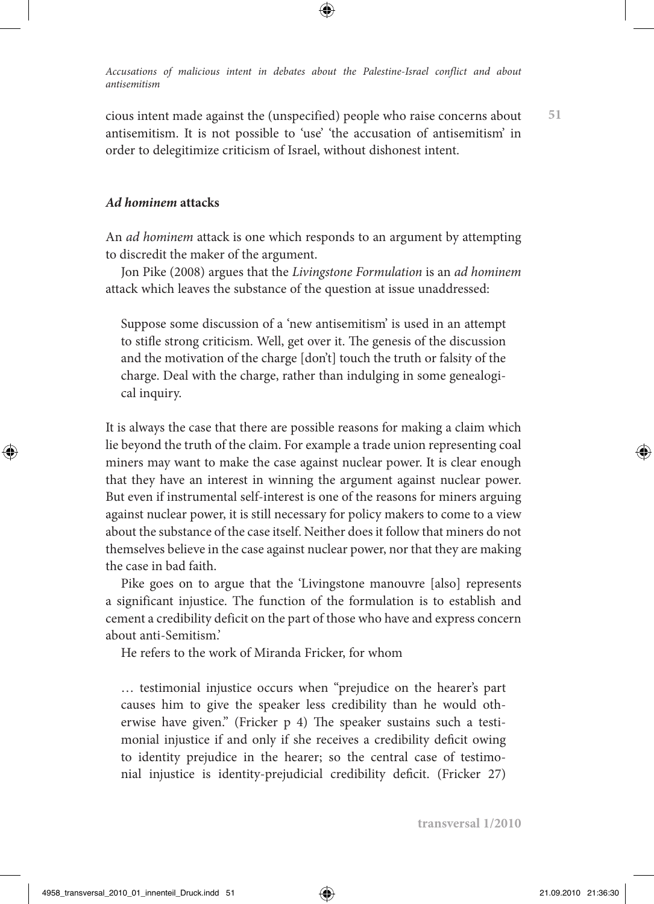cious intent made against the (unspecified) people who raise concerns about antisemitism. It is not possible to 'use' 'the accusation of antisemitism' in order to delegitimize criticism of Israel, without dishonest intent.

### *Ad hominem* attacks

An *ad hominem* attack is one which responds to an argument by attempting to discredit the maker of the argument.

Jon Pike (2008) argues that the *Livingstone Formulation* is an *ad hominem* attack which leaves the substance of the question at issue unaddressed:

> Suppose some discussion of a 'new antisemitism' is used in an attempt to stifle strong criticism. Well, get over it. The genesis of the discussion and the motivation of the charge [don't] touch the truth or falsity of the charge. Deal with the charge, rather than indulging in some genealogical inquiry.

It is always the case that there are possible reasons for making a claim which lie beyond the truth of the claim. For example a trade union representing coal miners may want to make the case against nuclear power. It is clear enough that they have an interest in winning the argument against nuclear power. But even if instrumental self-interest is one of the reasons for miners arguing against nuclear power, it is still necessary for policy makers to come to a view about the substance of the case itself. Neither does it follow that miners do not themselves believe in the case against nuclear power, nor that they are making the case in bad faith.

Pike goes on to argue that the 'Livingstone manouvre [also] represents a significant injustice. The function of the formulation is to establish and cement a credibility deficit on the part of those who have and express concern about anti-Semitism.'

He refers to the work of Miranda Fricker, for whom

> … testimonial injustice occurs when "prejudice on the hearer's part causes him to give the speaker less credibility than he would otherwise have given." (Fricker p 4) The speaker sustains such a testimonial injustice if and only if she receives a credibility deficit owing to identity prejudice in the hearer; so the central case of testimonial injustice is identity-prejudicial credibility deficit. (Fricker 27)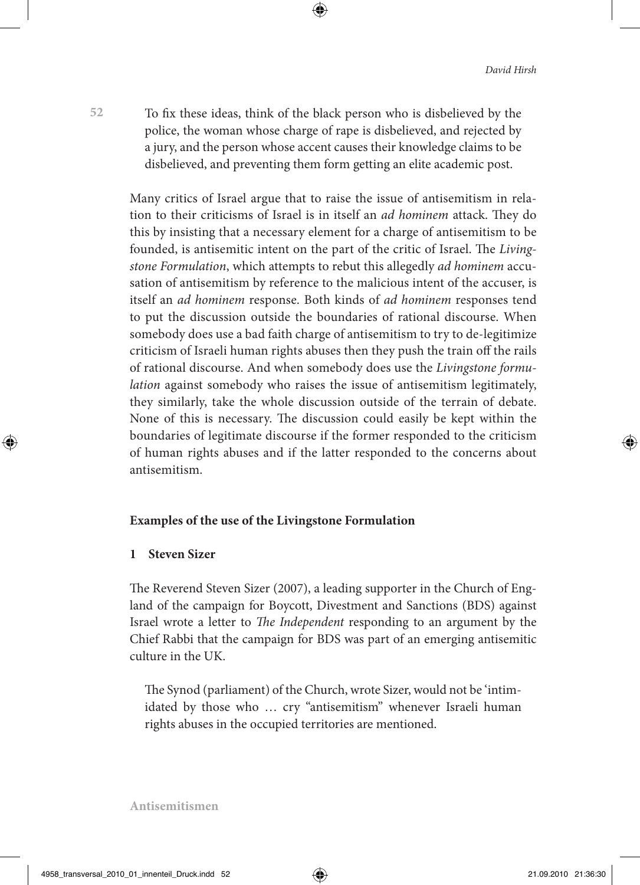> To fix these ideas, think of the black person who is disbelieved by the police, the woman whose charge of rape is disbelieved, and rejected by a jury, and the person whose accent causes their knowledge claims to be disbelieved, and preventing them form getting an elite academic post.

Many critics of Israel argue that to raise the issue of antisemitism in relation to their criticisms of Israel is in itself an *ad hominem* attack. They do this by insisting that a necessary element for a charge of antisemitism to be founded, is antisemitic intent on the part of the critic of Israel. The *Livingstone Formulation*, which attempts to rebut this allegedly *ad hominem* accusation of antisemitism by reference to the malicious intent of the accuser, is itself an *ad hominem* response. Both kinds of *ad hominem* responses tend to put the discussion outside the boundaries of rational discourse. When somebody does use a bad faith charge of antisemitism to try to de-legitimize criticism of Israeli human rights abuses then they push the train off the rails of rational discourse. And when somebody does use the *Livingstone formulation* against somebody who raises the issue of antisemitism legitimately, they similarly, take the whole discussion outside of the terrain of debate. None of this is necessary. The discussion could easily be kept within the boundaries of legitimate discourse if the former responded to the criticism of human rights abuses and if the latter responded to the concerns about antisemitism.

## Examples of the use of the Livingstone Formulation

### 1 Steven Sizer

The Reverend Steven Sizer (2007), a leading supporter in the Church of England of the campaign for Boycott, Divestment and Sanctions (BDS) against Israel wrote a letter to *The Independent* responding to an argument by the Chief Rabbi that the campaign for BDS was part of an emerging antisemitic culture in the UK.

> The Synod (parliament) of the Church, wrote Sizer, would not be 'intimidated by those who … cry "antisemitism" whenever Israeli human rights abuses in the occupied territories are mentioned.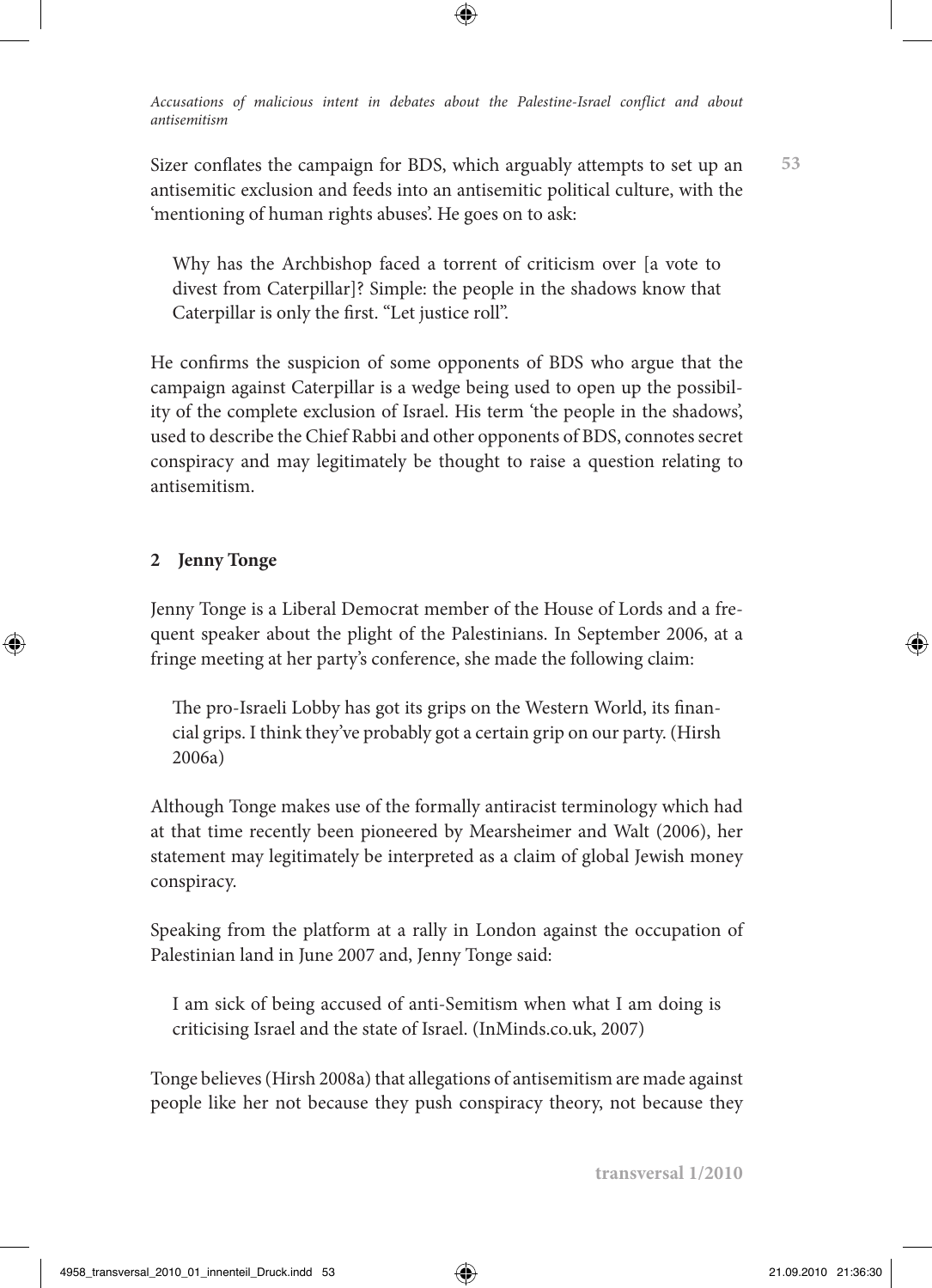Sizer conflates the campaign for BDS, which arguably attempts to set up an antisemitic exclusion and feeds into an antisemitic political culture, with the 'mentioning of human rights abuses'. He goes on to ask:

> Why has the Archbishop faced a torrent of criticism over [a vote to divest from Caterpillar]? Simple: the people in the shadows know that Caterpillar is only the first. "Let justice roll".

He confirms the suspicion of some opponents of BDS who argue that the campaign against Caterpillar is a wedge being used to open up the possibility of the complete exclusion of Israel. His term 'the people in the shadows', used to describe the Chief Rabbi and other opponents of BDS, connotes secret conspiracy and may legitimately be thought to raise a question relating to antisemitism.

## 2 Jenny Tonge

Jenny Tonge is a Liberal Democrat member of the House of Lords and a frequent speaker about the plight of the Palestinians. In September 2006, at a fringe meeting at her party's conference, she made the following claim:

> The pro-Israeli Lobby has got its grips on the Western World, its financial grips. I think they've probably got a certain grip on our party. (Hirsh 2006a)

Although Tonge makes use of the formally antiracist terminology which had at that time recently been pioneered by Mearsheimer and Walt (2006), her statement may legitimately be interpreted as a claim of global Jewish money conspiracy.

Speaking from the platform at a rally in London against the occupation of Palestinian land in June 2007 and, Jenny Tonge said:

> I am sick of being accused of anti-Semitism when what I am doing is criticising Israel and the state of Israel. (InMinds.co.uk, 2007)

Tonge believes (Hirsh 2008a) that allegations of antisemitism are made against people like her not because they push conspiracy theory, not because they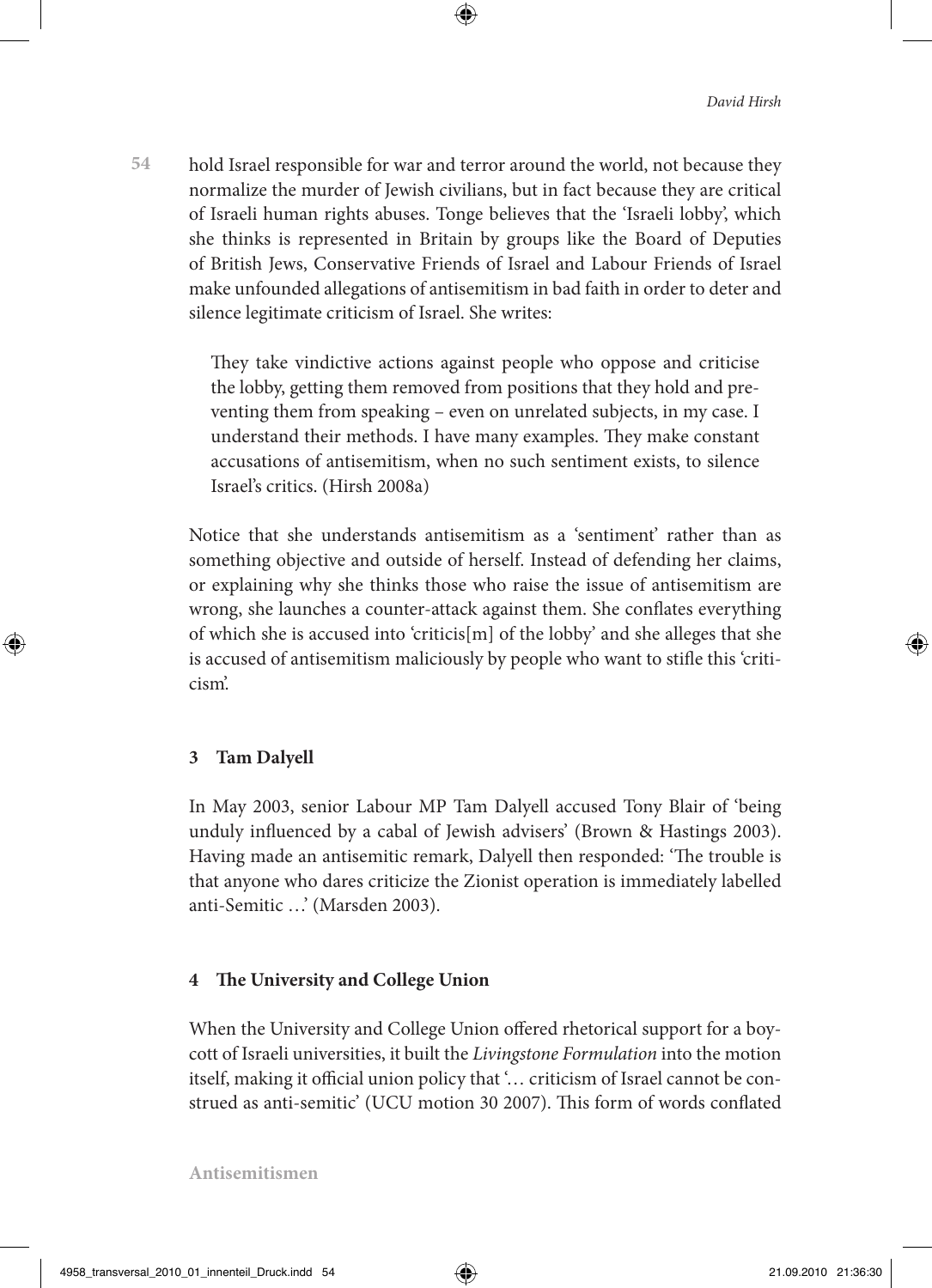hold Israel responsible for war and terror around the world, not because they normalize the murder of Jewish civilians, but in fact because they are critical of Israeli human rights abuses. Tonge believes that the 'Israeli lobby', which she thinks is represented in Britain by groups like the Board of Deputies of British Jews, Conservative Friends of Israel and Labour Friends of Israel make unfounded allegations of antisemitism in bad faith in order to deter and silence legitimate criticism of Israel. She writes:

> They take vindictive actions against people who oppose and criticise the lobby, getting them removed from positions that they hold and preventing them from speaking – even on unrelated subjects, in my case. I understand their methods. I have many examples. They make constant accusations of antisemitism, when no such sentiment exists, to silence Israel's critics. (Hirsh 2008a)

Notice that she understands antisemitism as a 'sentiment' rather than as something objective and outside of herself. Instead of defending her claims, or explaining why she thinks those who raise the issue of antisemitism are wrong, she launches a counter-attack against them. She conflates everything of which she is accused into 'criticis[m] of the lobby' and she alleges that she is accused of antisemitism maliciously by people who want to stifle this 'criticism'.

### 3 Tam Dalyell

In May 2003, senior Labour MP Tam Dalyell accused Tony Blair of 'being unduly influenced by a cabal of Jewish advisers' (Brown & Hastings 2003). Having made an antisemitic remark, Dalyell then responded: 'The trouble is that anyone who dares criticize the Zionist operation is immediately labelled anti-Semitic …' (Marsden 2003).

### 4 The University and College Union

When the University and College Union offered rhetorical support for a boycott of Israeli universities, it built the *Livingstone Formulation* into the motion itself, making it official union policy that '… criticism of Israel cannot be construed as anti-semitic' (UCU motion 30 2007). This form of words conflated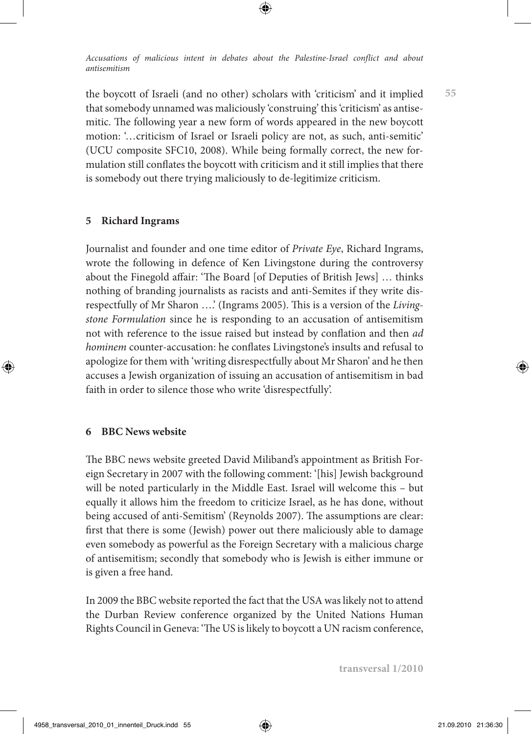the boycott of Israeli (and no other) scholars with 'criticism' and it implied that somebody unnamed was maliciously 'construing' this 'criticism' as antisemitic. The following year a new form of words appeared in the new boycott motion: '…criticism of Israel or Israeli policy are not, as such, anti-semitic' (UCU composite SFC10, 2008). While being formally correct, the new formulation still conflates the boycott with criticism and it still implies that there is somebody out there trying maliciously to de-legitimize criticism.

## 5 Richard Ingrams

Journalist and founder and one time editor of *Private Eye*, Richard Ingrams, wrote the following in defence of Ken Livingstone during the controversy about the Finegold affair: 'The Board [of Deputies of British Jews] … thinks nothing of branding journalists as racists and anti-Semites if they write disrespectfully of Mr Sharon ….' (Ingrams 2005). This is a version of the *Livingstone Formulation* since he is responding to an accusation of antisemitism not with reference to the issue raised but instead by conflation and then *ad hominem* counter-accusation: he conflates Livingstone's insults and refusal to apologize for them with 'writing disrespectfully about Mr Sharon' and he then accuses a Jewish organization of issuing an accusation of antisemitism in bad faith in order to silence those who write 'disrespectfully'.

## 6 BBC News website

The BBC news website greeted David Miliband's appointment as British Foreign Secretary in 2007 with the following comment: '[his] Jewish background will be noted particularly in the Middle East. Israel will welcome this – but equally it allows him the freedom to criticize Israel, as he has done, without being accused of anti-Semitism' (Reynolds 2007). The assumptions are clear: first that there is some (Jewish) power out there maliciously able to damage even somebody as powerful as the Foreign Secretary with a malicious charge of antisemitism; secondly that somebody who is Jewish is either immune or is given a free hand.

In 2009 the BBC website reported the fact that the USA was likely not to attend the Durban Review conference organized by the United Nations Human Rights Council in Geneva: 'The US is likely to boycott a UN racism conference,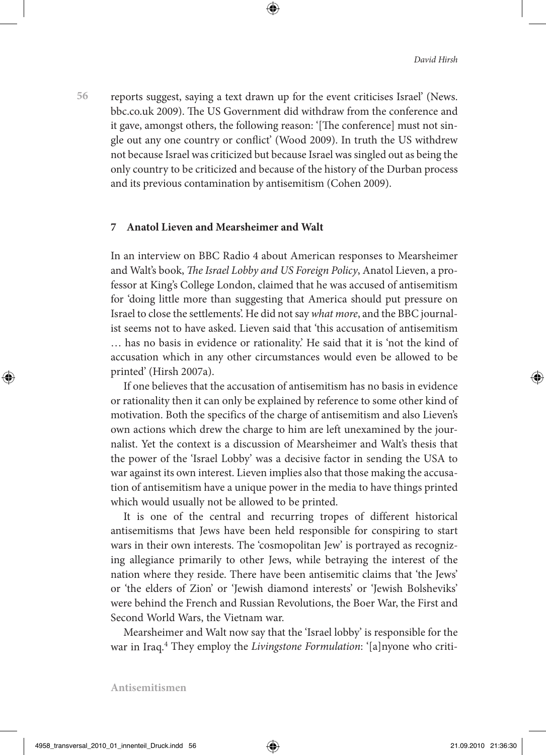reports suggest, saying a text drawn up for the event criticises Israel' (News.bbc.co.uk 2009). The US Government did withdraw from the conference and it gave, amongst others, the following reason: '[The conference] must not single out any one country or conflict' (Wood 2009). In truth the US withdrew not because Israel was criticized but because Israel was singled out as being the only country to be criticized and because of the history of the Durban process and its previous contamination by antisemitism (Cohen 2009).

## 7 Anatol Lieven and Mearsheimer and Walt

In an interview on BBC Radio 4 about American responses to Mearsheimer and Walt's book, *The Israel Lobby and US Foreign Policy*, Anatol Lieven, a professor at King's College London, claimed that he was accused of antisemitism for 'doing little more than suggesting that America should put pressure on Israel to close the settlements'. He did not say *what more*, and the BBC journalist seems not to have asked. Lieven said that 'this accusation of antisemitism … has no basis in evidence or rationality.' He said that it is 'not the kind of accusation which in any other circumstances would even be allowed to be printed' (Hirsh 2007a).

If one believes that the accusation of antisemitism has no basis in evidence or rationality then it can only be explained by reference to some other kind of motivation. Both the specifics of the charge of antisemitism and also Lieven's own actions which drew the charge to him are left unexamined by the journalist. Yet the context is a discussion of Mearsheimer and Walt's thesis that the power of the 'Israel Lobby' was a decisive factor in sending the USA to war against its own interest. Lieven implies also that those making the accusation of antisemitism have a unique power in the media to have things printed which would usually not be allowed to be printed.

It is one of the central and recurring tropes of different historical antisemitisms that Jews have been held responsible for conspiring to start wars in their own interests. The 'cosmopolitan Jew' is portrayed as recognizing allegiance primarily to other Jews, while betraying the interest of the nation where they reside. There have been antisemitic claims that 'the Jews' or 'the elders of Zion' or 'Jewish diamond interests' or 'Jewish Bolsheviks' were behind the French and Russian Revolutions, the Boer War, the First and Second World Wars, the Vietnam war.

Mearsheimer and Walt now say that the 'Israel lobby' is responsible for the war in Iraq.[4] They employ the *Livingstone Formulation*: '[a]nyone who criti-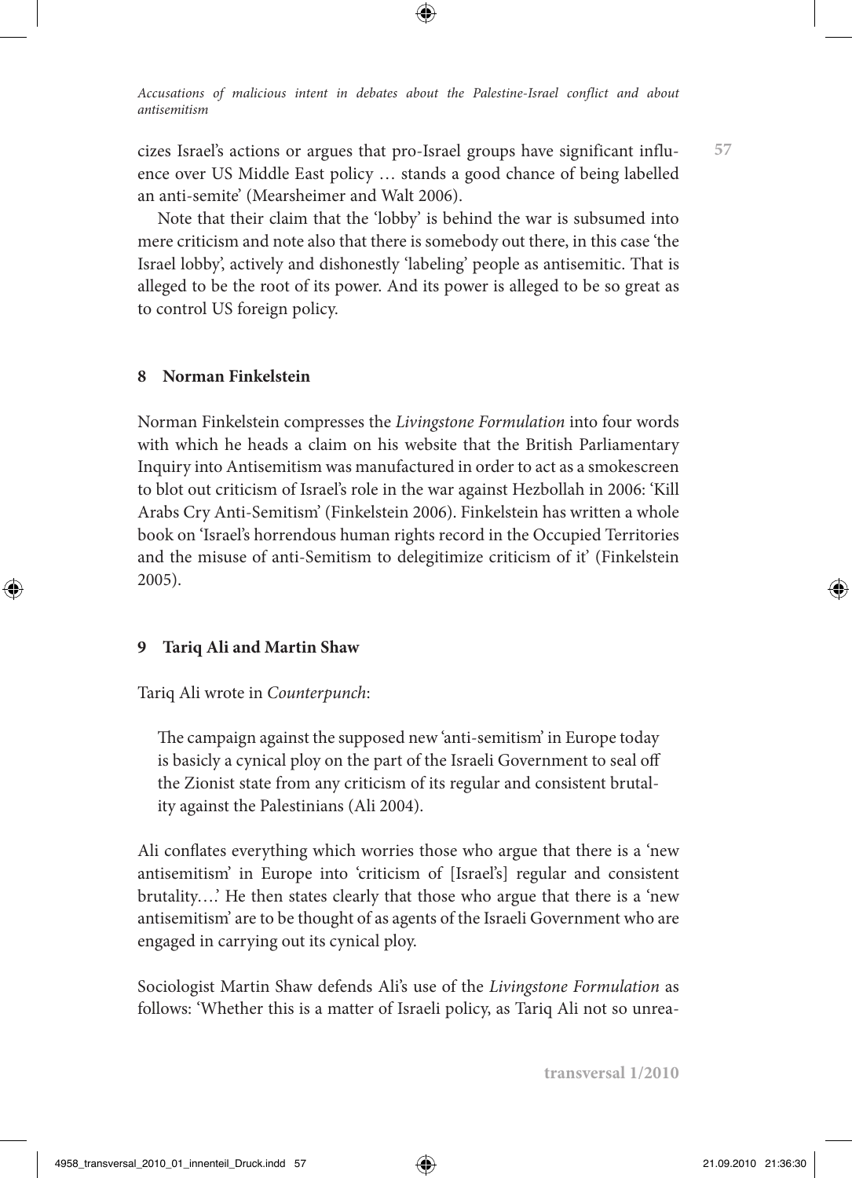cizes Israel's actions or argues that pro-Israel groups have significant influence over US Middle East policy … stands a good chance of being labelled an anti-semite' (Mearsheimer and Walt 2006).

Note that their claim that the 'lobby' is behind the war is subsumed into mere criticism and note also that there is somebody out there, in this case 'the Israel lobby', actively and dishonestly 'labeling' people as antisemitic. That is alleged to be the root of its power. And its power is alleged to be so great as to control US foreign policy.

## 8 Norman Finkelstein

Norman Finkelstein compresses the *Livingstone Formulation* into four words with which he heads a claim on his website that the British Parliamentary Inquiry into Antisemitism was manufactured in order to act as a smokescreen to blot out criticism of Israel's role in the war against Hezbollah in 2006: 'Kill Arabs Cry Anti-Semitism' (Finkelstein 2006). Finkelstein has written a whole book on 'Israel's horrendous human rights record in the Occupied Territories and the misuse of anti-Semitism to delegitimize criticism of it' (Finkelstein 2005).

## 9 Tariq Ali and Martin Shaw

Tariq Ali wrote in *Counterpunch*:

> The campaign against the supposed new 'anti-semitism' in Europe today is basicly a cynical ploy on the part of the Israeli Government to seal off the Zionist state from any criticism of its regular and consistent brutality against the Palestinians (Ali 2004).

Ali conflates everything which worries those who argue that there is a 'new antisemitism' in Europe into 'criticism of [Israel's] regular and consistent brutality….' He then states clearly that those who argue that there is a 'new antisemitism' are to be thought of as agents of the Israeli Government who are engaged in carrying out its cynical ploy.

Sociologist Martin Shaw defends Ali's use of the *Livingstone Formulation* as follows: 'Whether this is a matter of Israeli policy, as Tariq Ali not so unrea-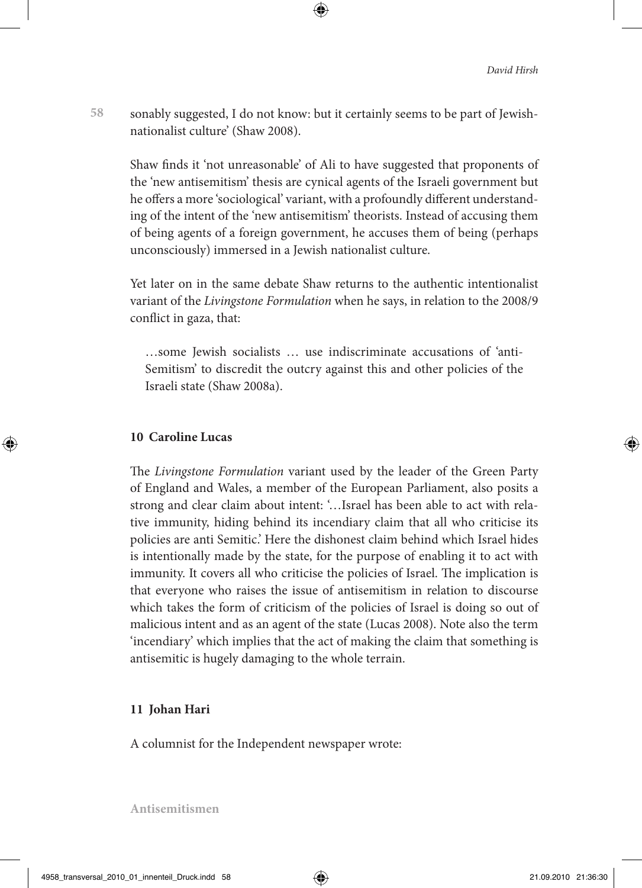sonably suggested, I do not know: but it certainly seems to be part of Jewish-nationalist culture' (Shaw 2008).

Shaw finds it 'not unreasonable' of Ali to have suggested that proponents of the 'new antisemitism' thesis are cynical agents of the Israeli government but he offers a more 'sociological' variant, with a profoundly different understanding of the intent of the 'new antisemitism' theorists. Instead of accusing them of being agents of a foreign government, he accuses them of being (perhaps unconsciously) immersed in a Jewish nationalist culture.

Yet later on in the same debate Shaw returns to the authentic intentionalist variant of the *Livingstone Formulation* when he says, in relation to the 2008/9 conflict in gaza, that:

> …some Jewish socialists … use indiscriminate accusations of 'anti-Semitism' to discredit the outcry against this and other policies of the Israeli state (Shaw 2008a).

### 10 Caroline Lucas

The *Livingstone Formulation* variant used by the leader of the Green Party of England and Wales, a member of the European Parliament, also posits a strong and clear claim about intent: '…Israel has been able to act with relative immunity, hiding behind its incendiary claim that all who criticise its policies are anti Semitic.' Here the dishonest claim behind which Israel hides is intentionally made by the state, for the purpose of enabling it to act with immunity. It covers all who criticise the policies of Israel. The implication is that everyone who raises the issue of antisemitism in relation to discourse which takes the form of criticism of the policies of Israel is doing so out of malicious intent and as an agent of the state (Lucas 2008). Note also the term 'incendiary' which implies that the act of making the claim that something is antisemitic is hugely damaging to the whole terrain.

### 11 Johan Hari

A columnist for the Independent newspaper wrote: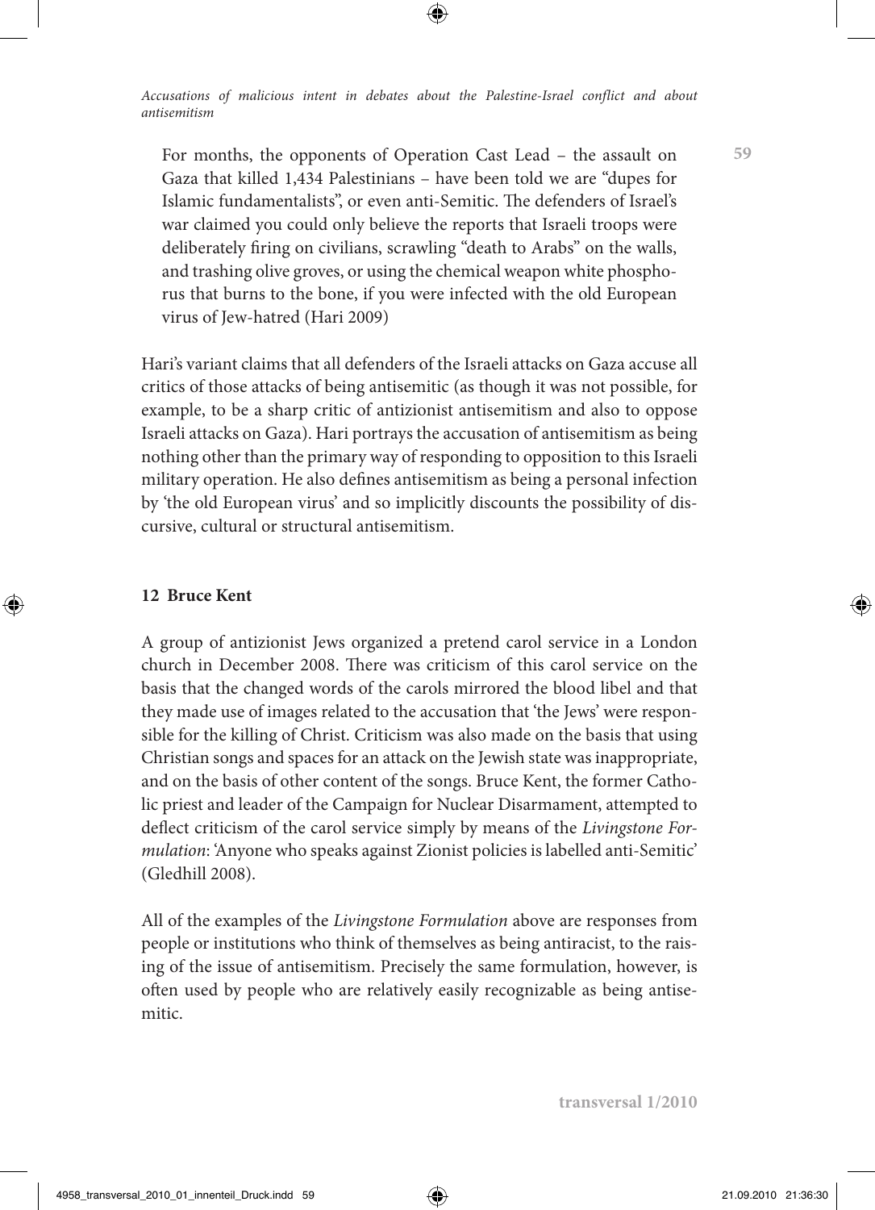> For months, the opponents of Operation Cast Lead – the assault on Gaza that killed 1,434 Palestinians – have been told we are "dupes for Islamic fundamentalists", or even anti-Semitic. The defenders of Israel's war claimed you could only believe the reports that Israeli troops were deliberately firing on civilians, scrawling "death to Arabs" on the walls, and trashing olive groves, or using the chemical weapon white phosphorus that burns to the bone, if you were infected with the old European virus of Jew-hatred (Hari 2009)

Hari's variant claims that all defenders of the Israeli attacks on Gaza accuse all critics of those attacks of being antisemitic (as though it was not possible, for example, to be a sharp critic of antizionist antisemitism and also to oppose Israeli attacks on Gaza). Hari portrays the accusation of antisemitism as being nothing other than the primary way of responding to opposition to this Israeli military operation. He also defines antisemitism as being a personal infection by 'the old European virus' and so implicitly discounts the possibility of discursive, cultural or structural antisemitism.

## 12 Bruce Kent

A group of antizionist Jews organized a pretend carol service in a London church in December 2008. There was criticism of this carol service on the basis that the changed words of the carols mirrored the blood libel and that they made use of images related to the accusation that 'the Jews' were responsible for the killing of Christ. Criticism was also made on the basis that using Christian songs and spaces for an attack on the Jewish state was inappropriate, and on the basis of other content of the songs. Bruce Kent, the former Catholic priest and leader of the Campaign for Nuclear Disarmament, attempted to deflect criticism of the carol service simply by means of the *Livingstone Formulation*: 'Anyone who speaks against Zionist policies is labelled anti-Semitic' (Gledhill 2008).

All of the examples of the *Livingstone Formulation* above are responses from people or institutions who think of themselves as being antiracist, to the raising of the issue of antisemitism. Precisely the same formulation, however, is often used by people who are relatively easily recognizable as being antisemitic.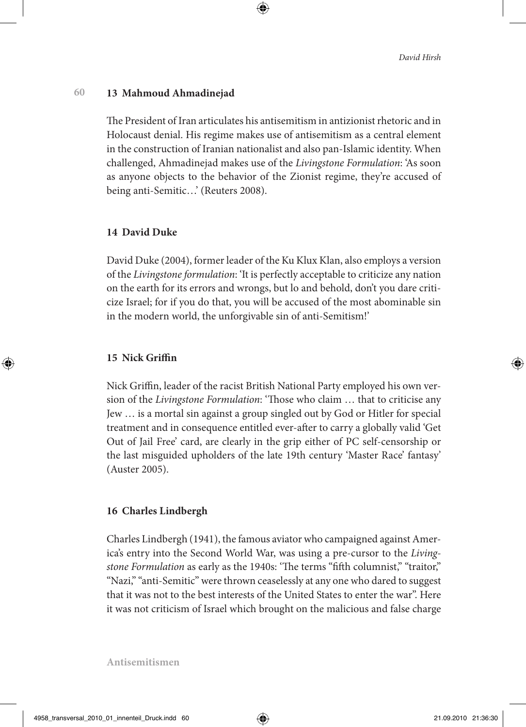### 13 Mahmoud Ahmadinejad

The President of Iran articulates his antisemitism in antizionist rhetoric and in Holocaust denial. His regime makes use of antisemitism as a central element in the construction of Iranian nationalist and also pan-Islamic identity. When challenged, Ahmadinejad makes use of the *Livingstone Formulation*: 'As soon as anyone objects to the behavior of the Zionist regime, they're accused of being anti-Semitic…' (Reuters 2008).

### 14 David Duke

David Duke (2004), former leader of the Ku Klux Klan, also employs a version of the *Livingstone formulation*: 'It is perfectly acceptable to criticize any nation on the earth for its errors and wrongs, but lo and behold, don't you dare criticize Israel; for if you do that, you will be accused of the most abominable sin in the modern world, the unforgivable sin of anti-Semitism!'

### 15 Nick Griffin

Nick Griffin, leader of the racist British National Party employed his own version of the *Livingstone Formulation*: 'Those who claim … that to criticise any Jew … is a mortal sin against a group singled out by God or Hitler for special treatment and in consequence entitled ever-after to carry a globally valid 'Get Out of Jail Free' card, are clearly in the grip either of PC self-censorship or the last misguided upholders of the late 19th century 'Master Race' fantasy' (Auster 2005).

### 16 Charles Lindbergh

Charles Lindbergh (1941), the famous aviator who campaigned against America's entry into the Second World War, was using a pre-cursor to the *Livingstone Formulation* as early as the 1940s: 'The terms "fifth columnist," "traitor," "Nazi," "anti-Semitic" were thrown ceaselessly at any one who dared to suggest that it was not to the best interests of the United States to enter the war". Here it was not criticism of Israel which brought on the malicious and false charge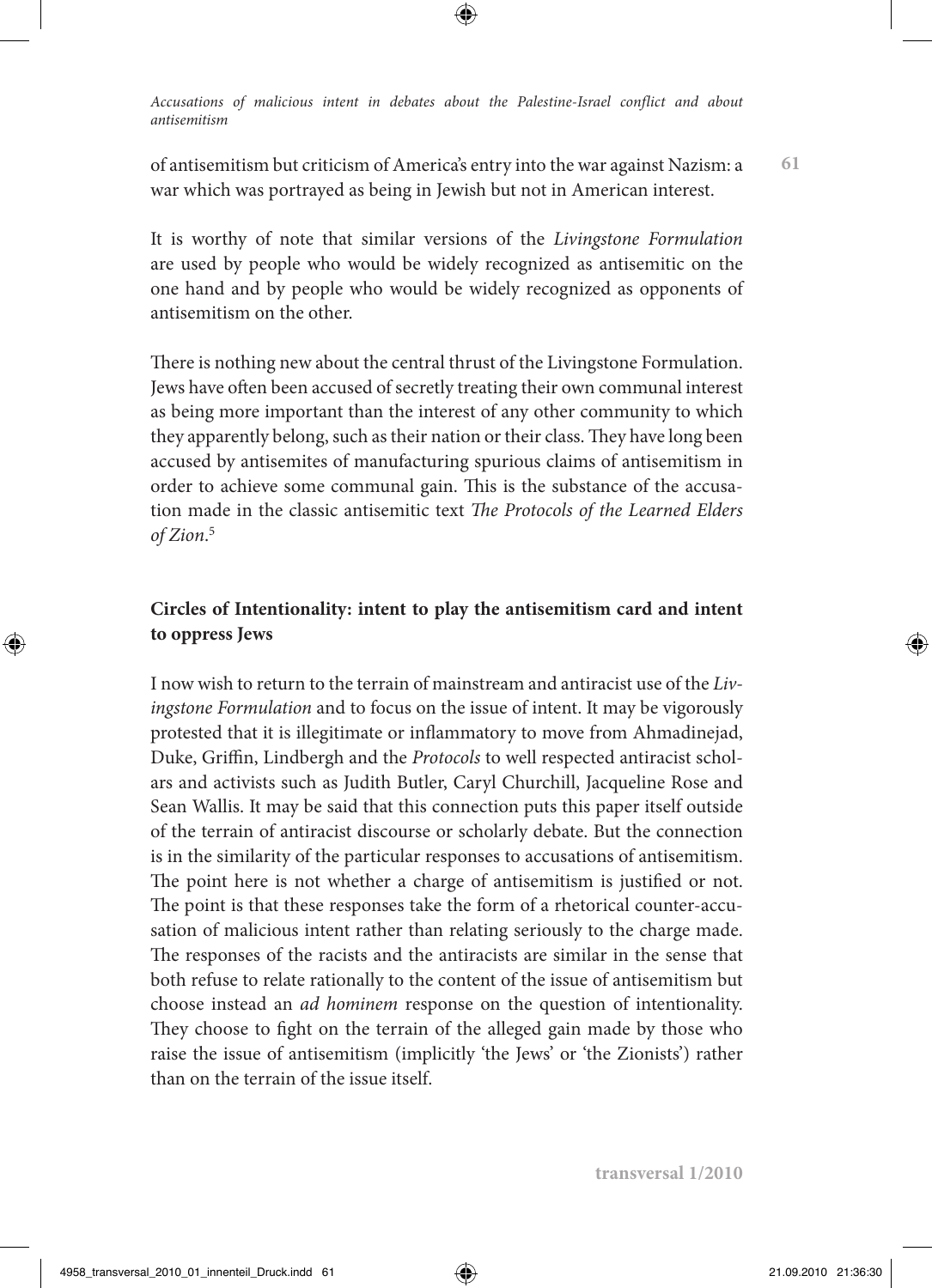of antisemitism but criticism of America's entry into the war against Nazism: a war which was portrayed as being in Jewish but not in American interest.

It is worthy of note that similar versions of the *Livingstone Formulation* are used by people who would be widely recognized as antisemitic on the one hand and by people who would be widely recognized as opponents of antisemitism on the other.

There is nothing new about the central thrust of the Livingstone Formulation. Jews have often been accused of secretly treating their own communal interest as being more important than the interest of any other community to which they apparently belong, such as their nation or their class. They have long been accused by antisemites of manufacturing spurious claims of antisemitism in order to achieve some communal gain. This is the substance of the accusation made in the classic antisemitic text *The Protocols of the Learned Elders of Zion*.[5]

### Circles of Intentionality: intent to play the antisemitism card and intent to oppress Jews

I now wish to return to the terrain of mainstream and antiracist use of the *Livingstone Formulation* and to focus on the issue of intent. It may be vigorously protested that it is illegitimate or inflammatory to move from Ahmadinejad, Duke, Griffin, Lindbergh and the *Protocols* to well respected antiracist scholars and activists such as Judith Butler, Caryl Churchill, Jacqueline Rose and Sean Wallis. It may be said that this connection puts this paper itself outside of the terrain of antiracist discourse or scholarly debate. But the connection is in the similarity of the particular responses to accusations of antisemitism. The point here is not whether a charge of antisemitism is justified or not. The point is that these responses take the form of a rhetorical counter-accusation of malicious intent rather than relating seriously to the charge made. The responses of the racists and the antiracists are similar in the sense that both refuse to relate rationally to the content of the issue of antisemitism but choose instead an *ad hominem* response on the question of intentionality. They choose to fight on the terrain of the alleged gain made by those who raise the issue of antisemitism (implicitly 'the Jews' or 'the Zionists') rather than on the terrain of the issue itself.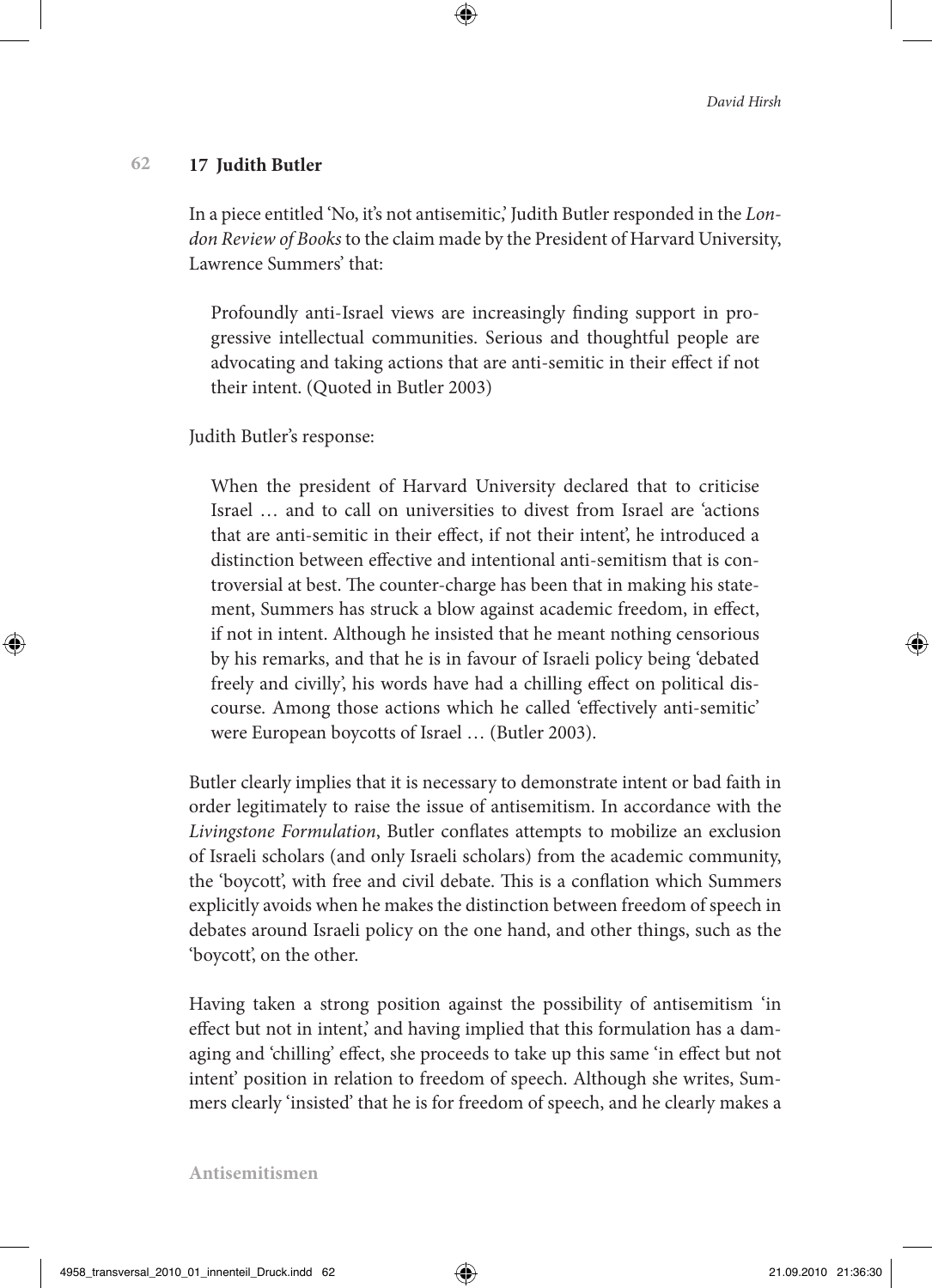## 17 Judith Butler

In a piece entitled 'No, it's not antisemitic,' Judith Butler responded in the *London Review of Books* to the claim made by the President of Harvard University, Lawrence Summers' that:

> Profoundly anti-Israel views are increasingly finding support in progressive intellectual communities. Serious and thoughtful people are advocating and taking actions that are anti-semitic in their effect if not their intent. (Quoted in Butler 2003)

Judith Butler's response:

> When the president of Harvard University declared that to criticise Israel … and to call on universities to divest from Israel are 'actions that are anti-semitic in their effect, if not their intent', he introduced a distinction between effective and intentional anti-semitism that is controversial at best. The counter-charge has been that in making his statement, Summers has struck a blow against academic freedom, in effect, if not in intent. Although he insisted that he meant nothing censorious by his remarks, and that he is in favour of Israeli policy being 'debated freely and civilly', his words have had a chilling effect on political discourse. Among those actions which he called 'effectively anti-semitic' were European boycotts of Israel … (Butler 2003).

Butler clearly implies that it is necessary to demonstrate intent or bad faith in order legitimately to raise the issue of antisemitism. In accordance with the *Livingstone Formulation*, Butler conflates attempts to mobilize an exclusion of Israeli scholars (and only Israeli scholars) from the academic community, the 'boycott', with free and civil debate. This is a conflation which Summers explicitly avoids when he makes the distinction between freedom of speech in debates around Israeli policy on the one hand, and other things, such as the 'boycott', on the other.

Having taken a strong position against the possibility of antisemitism 'in effect but not in intent,' and having implied that this formulation has a damaging and 'chilling' effect, she proceeds to take up this same 'in effect but not intent' position in relation to freedom of speech. Although she writes, Summers clearly 'insisted' that he is for freedom of speech, and he clearly makes a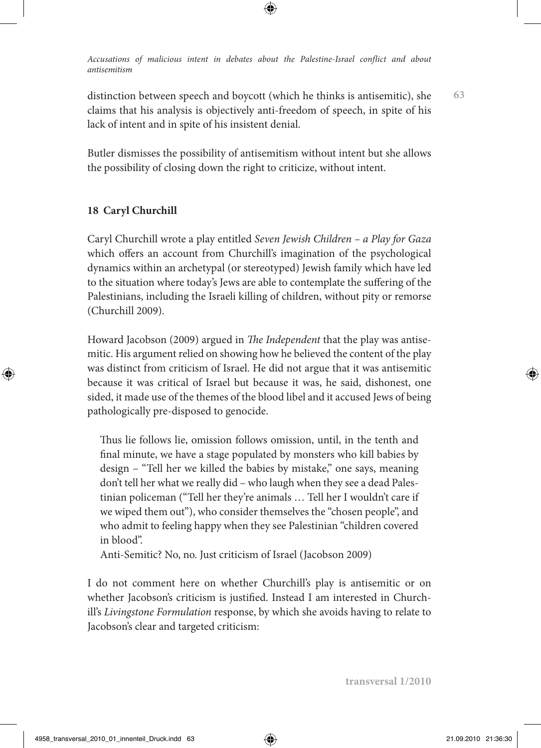distinction between speech and boycott (which he thinks is antisemitic), she claims that his analysis is objectively anti-freedom of speech, in spite of his lack of intent and in spite of his insistent denial.

Butler dismisses the possibility of antisemitism without intent but she allows the possibility of closing down the right to criticize, without intent.

## 18 Caryl Churchill

Caryl Churchill wrote a play entitled *Seven Jewish Children – a Play for Gaza* which offers an account from Churchill's imagination of the psychological dynamics within an archetypal (or stereotyped) Jewish family which have led to the situation where today's Jews are able to contemplate the suffering of the Palestinians, including the Israeli killing of children, without pity or remorse (Churchill 2009).

Howard Jacobson (2009) argued in *The Independent* that the play was antisemitic. His argument relied on showing how he believed the content of the play was distinct from criticism of Israel. He did not argue that it was antisemitic because it was critical of Israel but because it was, he said, dishonest, one sided, it made use of the themes of the blood libel and it accused Jews of being pathologically pre-disposed to genocide.

> Thus lie follows lie, omission follows omission, until, in the tenth and final minute, we have a stage populated by monsters who kill babies by design – "Tell her we killed the babies by mistake," one says, meaning don't tell her what we really did – who laugh when they see a dead Palestinian policeman ("Tell her they're animals … Tell her I wouldn't care if we wiped them out"), who consider themselves the "chosen people", and who admit to feeling happy when they see Palestinian "children covered in blood".
>
> Anti-Semitic? No, no. Just criticism of Israel (Jacobson 2009)

I do not comment here on whether Churchill's play is antisemitic or on whether Jacobson's criticism is justified. Instead I am interested in Churchill's *Livingstone Formulation* response, by which she avoids having to relate to Jacobson's clear and targeted criticism: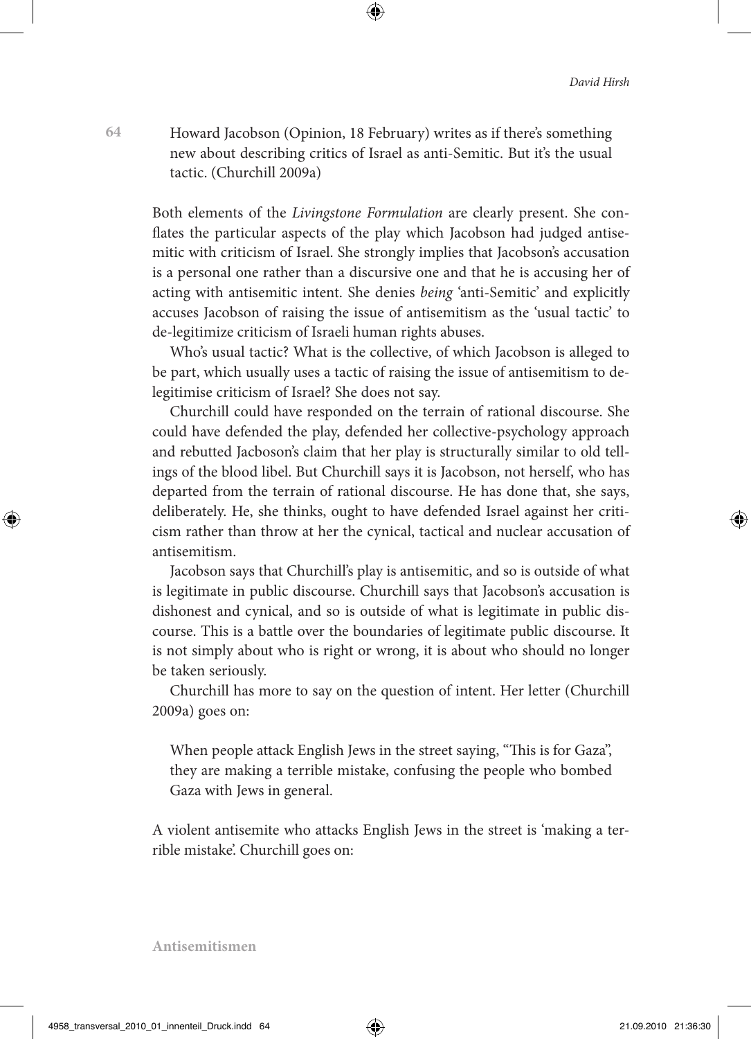> Howard Jacobson (Opinion, 18 February) writes as if there's something new about describing critics of Israel as anti-Semitic. But it's the usual tactic. (Churchill 2009a)

Both elements of the *Livingstone Formulation* are clearly present. She conflates the particular aspects of the play which Jacobson had judged antisemitic with criticism of Israel. She strongly implies that Jacobson's accusation is a personal one rather than a discursive one and that he is accusing her of acting with antisemitic intent. She denies *being* 'anti-Semitic' and explicitly accuses Jacobson of raising the issue of antisemitism as the 'usual tactic' to de-legitimize criticism of Israeli human rights abuses.

Who's usual tactic? What is the collective, of which Jacobson is alleged to be part, which usually uses a tactic of raising the issue of antisemitism to delegitimise criticism of Israel? She does not say.

Churchill could have responded on the terrain of rational discourse. She could have defended the play, defended her collective-psychology approach and rebutted Jacboson's claim that her play is structurally similar to old tellings of the blood libel. But Churchill says it is Jacobson, not herself, who has departed from the terrain of rational discourse. He has done that, she says, deliberately. He, she thinks, ought to have defended Israel against her criticism rather than throw at her the cynical, tactical and nuclear accusation of antisemitism.

Jacobson says that Churchill's play is antisemitic, and so is outside of what is legitimate in public discourse. Churchill says that Jacobson's accusation is dishonest and cynical, and so is outside of what is legitimate in public discourse. This is a battle over the boundaries of legitimate public discourse. It is not simply about who is right or wrong, it is about who should no longer be taken seriously.

Churchill has more to say on the question of intent. Her letter (Churchill 2009a) goes on:

> When people attack English Jews in the street saying, "This is for Gaza", they are making a terrible mistake, confusing the people who bombed Gaza with Jews in general.

A violent antisemite who attacks English Jews in the street is 'making a terrible mistake'. Churchill goes on: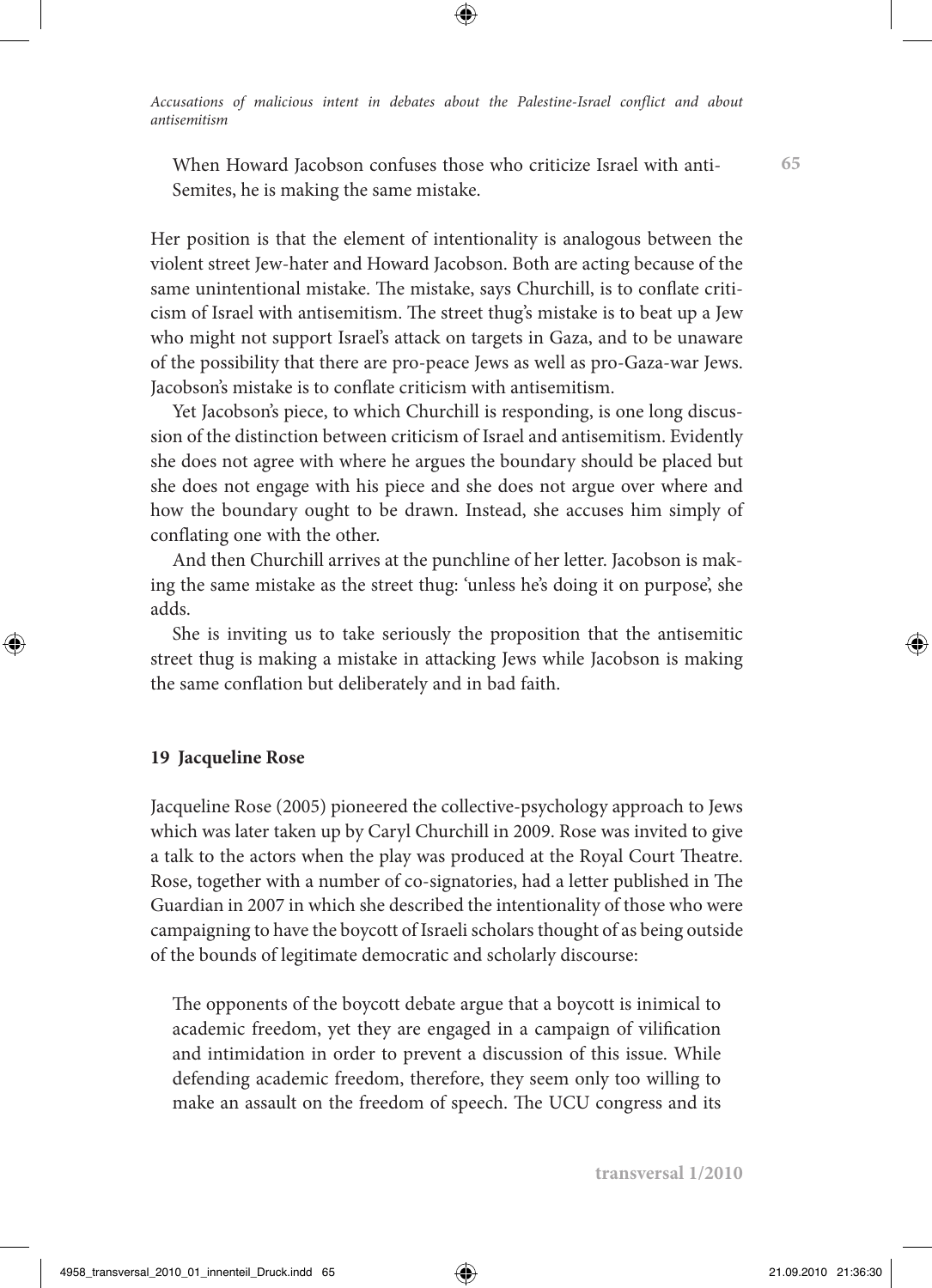When Howard Jacobson confuses those who criticize Israel with anti-Semites, he is making the same mistake.

Her position is that the element of intentionality is analogous between the violent street Jew-hater and Howard Jacobson. Both are acting because of the same unintentional mistake. The mistake, says Churchill, is to conflate criticism of Israel with antisemitism. The street thug's mistake is to beat up a Jew who might not support Israel's attack on targets in Gaza, and to be unaware of the possibility that there are pro-peace Jews as well as pro-Gaza-war Jews. Jacobson's mistake is to conflate criticism with antisemitism.

Yet Jacobson's piece, to which Churchill is responding, is one long discussion of the distinction between criticism of Israel and antisemitism. Evidently she does not agree with where he argues the boundary should be placed but she does not engage with his piece and she does not argue over where and how the boundary ought to be drawn. Instead, she accuses him simply of conflating one with the other.

And then Churchill arrives at the punchline of her letter. Jacobson is making the same mistake as the street thug: 'unless he's doing it on purpose', she adds.

She is inviting us to take seriously the proposition that the antisemitic street thug is making a mistake in attacking Jews while Jacobson is making the same conflation but deliberately and in bad faith.

## 19 Jacqueline Rose

Jacqueline Rose (2005) pioneered the collective-psychology approach to Jews which was later taken up by Caryl Churchill in 2009. Rose was invited to give a talk to the actors when the play was produced at the Royal Court Theatre. Rose, together with a number of co-signatories, had a letter published in The Guardian in 2007 in which she described the intentionality of those who were campaigning to have the boycott of Israeli scholars thought of as being outside of the bounds of legitimate democratic and scholarly discourse:

> The opponents of the boycott debate argue that a boycott is inimical to academic freedom, yet they are engaged in a campaign of vilification and intimidation in order to prevent a discussion of this issue. While defending academic freedom, therefore, they seem only too willing to make an assault on the freedom of speech. The UCU congress and its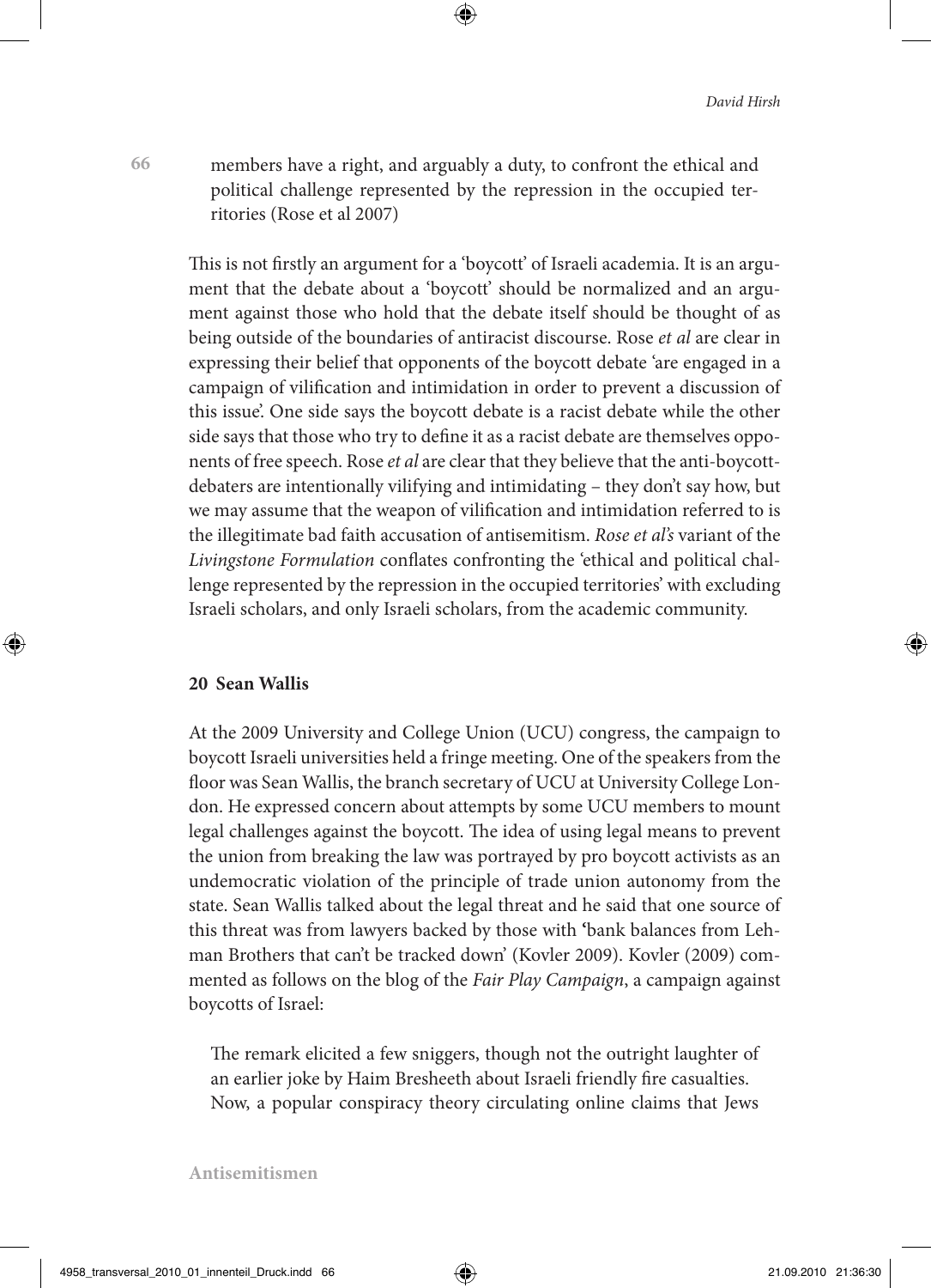> members have a right, and arguably a duty, to confront the ethical and political challenge represented by the repression in the occupied territories (Rose et al 2007)

This is not firstly an argument for a 'boycott' of Israeli academia. It is an argument that the debate about a 'boycott' should be normalized and an argument against those who hold that the debate itself should be thought of as being outside of the boundaries of antiracist discourse. Rose *et al* are clear in expressing their belief that opponents of the boycott debate 'are engaged in a campaign of vilification and intimidation in order to prevent a discussion of this issue'. One side says the boycott debate is a racist debate while the other side says that those who try to define it as a racist debate are themselves opponents of free speech. Rose *et al* are clear that they believe that the anti-boycott-debaters are intentionally vilifying and intimidating – they don't say how, but we may assume that the weapon of vilification and intimidation referred to is the illegitimate bad faith accusation of antisemitism. *Rose et al's* variant of the *Livingstone Formulation* conflates confronting the 'ethical and political challenge represented by the repression in the occupied territories' with excluding Israeli scholars, and only Israeli scholars, from the academic community.

## 20 Sean Wallis

At the 2009 University and College Union (UCU) congress, the campaign to boycott Israeli universities held a fringe meeting. One of the speakers from the floor was Sean Wallis, the branch secretary of UCU at University College London. He expressed concern about attempts by some UCU members to mount legal challenges against the boycott. The idea of using legal means to prevent the union from breaking the law was portrayed by pro boycott activists as an undemocratic violation of the principle of trade union autonomy from the state. Sean Wallis talked about the legal threat and he said that one source of this threat was from lawyers backed by those with 'bank balances from Lehman Brothers that can't be tracked down' (Kovler 2009). Kovler (2009) commented as follows on the blog of the *Fair Play Campaign*, a campaign against boycotts of Israel:

> The remark elicited a few sniggers, though not the outright laughter of an earlier joke by Haim Bresheeth about Israeli friendly fire casualties. Now, a popular conspiracy theory circulating online claims that Jews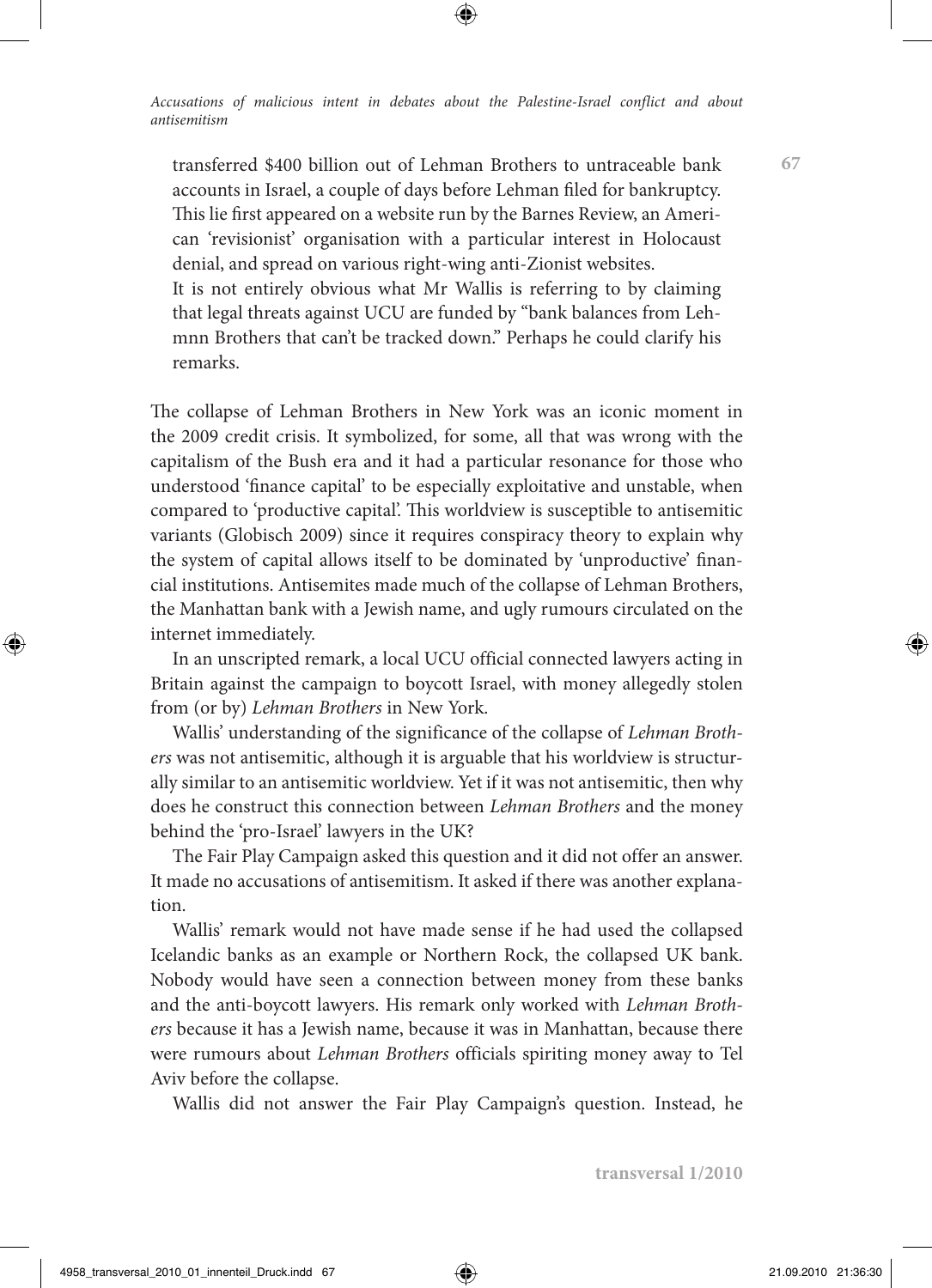> transferred \$400 billion out of Lehman Brothers to untraceable bank accounts in Israel, a couple of days before Lehman filed for bankruptcy. This lie first appeared on a website run by the Barnes Review, an American 'revisionist' organisation with a particular interest in Holocaust denial, and spread on various right-wing anti-Zionist websites.
> It is not entirely obvious what Mr Wallis is referring to by claiming that legal threats against UCU are funded by "bank balances from Lehmnn Brothers that can't be tracked down." Perhaps he could clarify his remarks.

The collapse of Lehman Brothers in New York was an iconic moment in the 2009 credit crisis. It symbolized, for some, all that was wrong with the capitalism of the Bush era and it had a particular resonance for those who understood 'finance capital' to be especially exploitative and unstable, when compared to 'productive capital'. This worldview is susceptible to antisemitic variants (Globisch 2009) since it requires conspiracy theory to explain why the system of capital allows itself to be dominated by 'unproductive' financial institutions. Antisemites made much of the collapse of Lehman Brothers, the Manhattan bank with a Jewish name, and ugly rumours circulated on the internet immediately.

In an unscripted remark, a local UCU official connected lawyers acting in Britain against the campaign to boycott Israel, with money allegedly stolen from (or by) *Lehman Brothers* in New York.

Wallis' understanding of the significance of the collapse of *Lehman Brothers* was not antisemitic, although it is arguable that his worldview is structurally similar to an antisemitic worldview. Yet if it was not antisemitic, then why does he construct this connection between *Lehman Brothers* and the money behind the 'pro-Israel' lawyers in the UK?

The Fair Play Campaign asked this question and it did not offer an answer. It made no accusations of antisemitism. It asked if there was another explanation.

Wallis' remark would not have made sense if he had used the collapsed Icelandic banks as an example or Northern Rock, the collapsed UK bank. Nobody would have seen a connection between money from these banks and the anti-boycott lawyers. His remark only worked with *Lehman Brothers* because it has a Jewish name, because it was in Manhattan, because there were rumours about *Lehman Brothers* officials spiriting money away to Tel Aviv before the collapse.

Wallis did not answer the Fair Play Campaign's question. Instead, he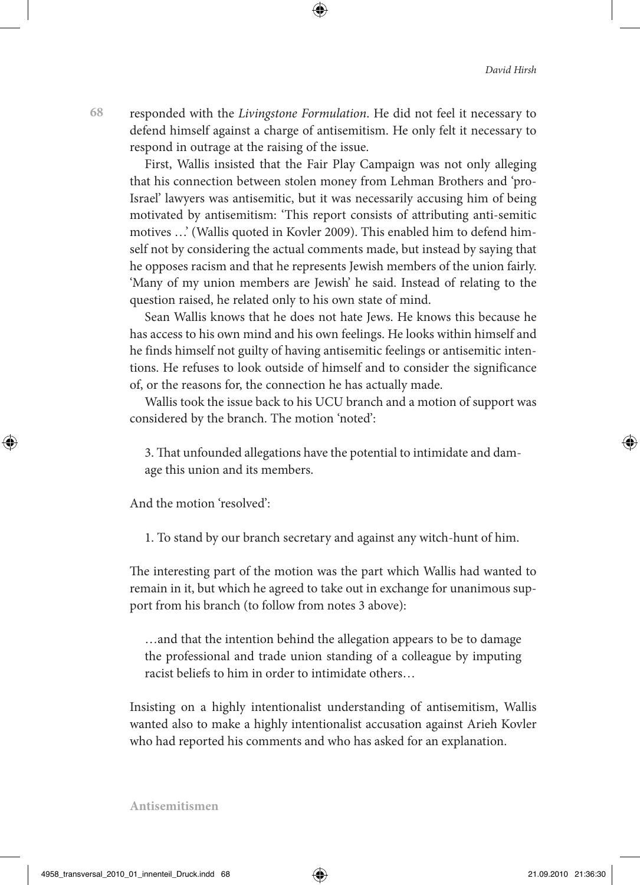responded with the *Livingstone Formulation*. He did not feel it necessary to defend himself against a charge of antisemitism. He only felt it necessary to respond in outrage at the raising of the issue.

First, Wallis insisted that the Fair Play Campaign was not only alleging that his connection between stolen money from Lehman Brothers and 'pro-Israel' lawyers was antisemitic, but it was necessarily accusing him of being motivated by antisemitism: 'This report consists of attributing anti-semitic motives …' (Wallis quoted in Kovler 2009). This enabled him to defend himself not by considering the actual comments made, but instead by saying that he opposes racism and that he represents Jewish members of the union fairly. 'Many of my union members are Jewish' he said. Instead of relating to the question raised, he related only to his own state of mind.

Sean Wallis knows that he does not hate Jews. He knows this because he has access to his own mind and his own feelings. He looks within himself and he finds himself not guilty of having antisemitic feelings or antisemitic intentions. He refuses to look outside of himself and to consider the significance of, or the reasons for, the connection he has actually made.

Wallis took the issue back to his UCU branch and a motion of support was considered by the branch. The motion 'noted':

> 3. That unfounded allegations have the potential to intimidate and damage this union and its members.

And the motion 'resolved':

> 1. To stand by our branch secretary and against any witch-hunt of him.

The interesting part of the motion was the part which Wallis had wanted to remain in it, but which he agreed to take out in exchange for unanimous support from his branch (to follow from notes 3 above):

> …and that the intention behind the allegation appears to be to damage the professional and trade union standing of a colleague by imputing racist beliefs to him in order to intimidate others…

Insisting on a highly intentionalist understanding of antisemitism, Wallis wanted also to make a highly intentionalist accusation against Arieh Kovler who had reported his comments and who has asked for an explanation.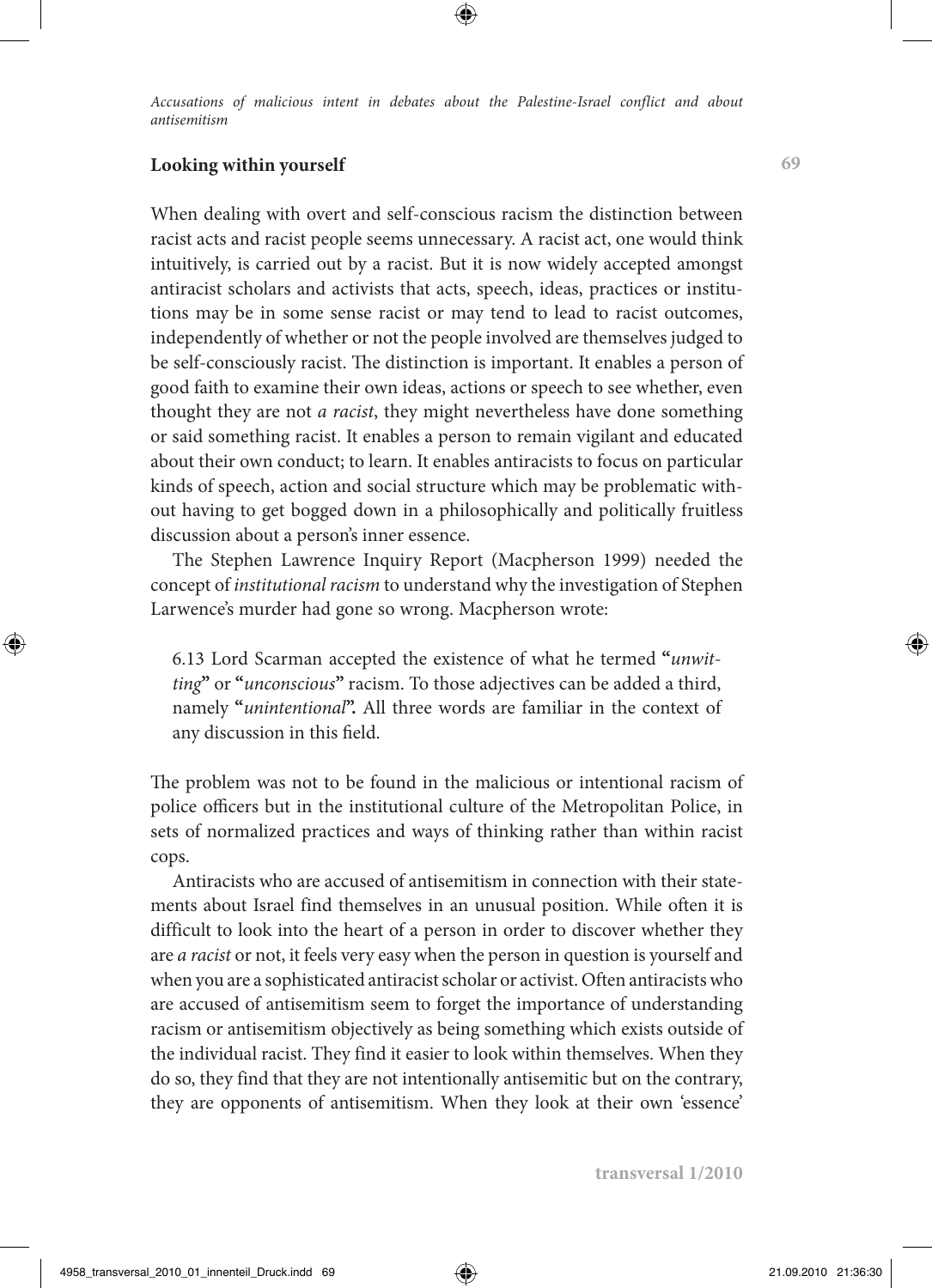## Looking within yourself

When dealing with overt and self-conscious racism the distinction between racist acts and racist people seems unnecessary. A racist act, one would think intuitively, is carried out by a racist. But it is now widely accepted amongst antiracist scholars and activists that acts, speech, ideas, practices or institutions may be in some sense racist or may tend to lead to racist outcomes, independently of whether or not the people involved are themselves judged to be self-consciously racist. The distinction is important. It enables a person of good faith to examine their own ideas, actions or speech to see whether, even thought they are not *a racist*, they might nevertheless have done something or said something racist. It enables a person to remain vigilant and educated about their own conduct; to learn. It enables antiracists to focus on particular kinds of speech, action and social structure which may be problematic without having to get bogged down in a philosophically and politically fruitless discussion about a person's inner essence.

The Stephen Lawrence Inquiry Report (Macpherson 1999) needed the concept of *institutional racism* to understand why the investigation of Stephen Larwence's murder had gone so wrong. Macpherson wrote:

> 6.13 Lord Scarman accepted the existence of what he termed **"***unwitting***"** or **"***unconscious***"** racism. To those adjectives can be added a third, namely **"***unintentional***".** All three words are familiar in the context of any discussion in this field.

The problem was not to be found in the malicious or intentional racism of police officers but in the institutional culture of the Metropolitan Police, in sets of normalized practices and ways of thinking rather than within racist cops.

Antiracists who are accused of antisemitism in connection with their statements about Israel find themselves in an unusual position. While often it is difficult to look into the heart of a person in order to discover whether they are *a racist* or not, it feels very easy when the person in question is yourself and when you are a sophisticated antiracist scholar or activist. Often antiracists who are accused of antisemitism seem to forget the importance of understanding racism or antisemitism objectively as being something which exists outside of the individual racist. They find it easier to look within themselves. When they do so, they find that they are not intentionally antisemitic but on the contrary, they are opponents of antisemitism. When they look at their own 'essence'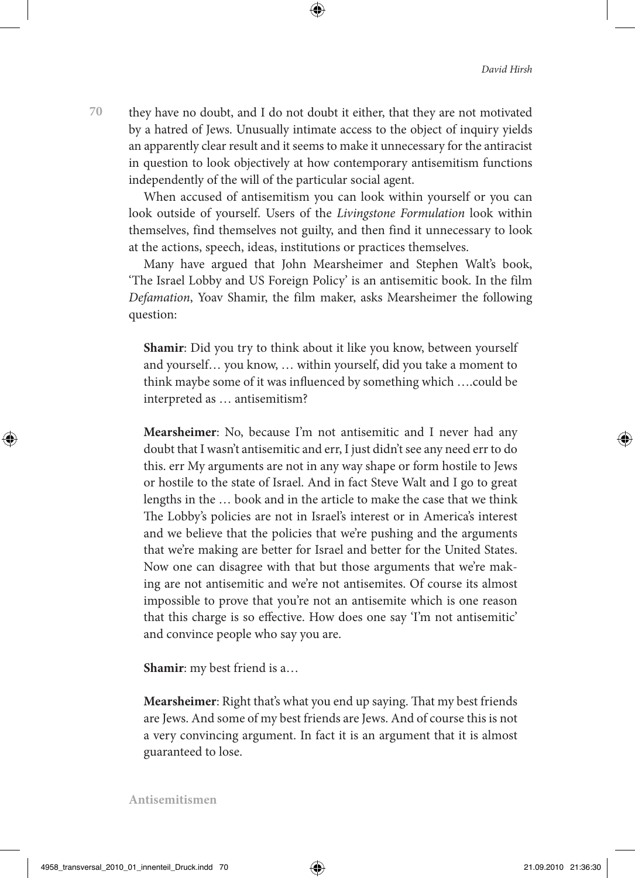they have no doubt, and I do not doubt it either, that they are not motivated by a hatred of Jews. Unusually intimate access to the object of inquiry yields an apparently clear result and it seems to make it unnecessary for the antiracist in question to look objectively at how contemporary antisemitism functions independently of the will of the particular social agent.

When accused of antisemitism you can look within yourself or you can look outside of yourself. Users of the *Livingstone Formulation* look within themselves, find themselves not guilty, and then find it unnecessary to look at the actions, speech, ideas, institutions or practices themselves.

Many have argued that John Mearsheimer and Stephen Walt's book, 'The Israel Lobby and US Foreign Policy' is an antisemitic book. In the film *Defamation*, Yoav Shamir, the film maker, asks Mearsheimer the following question:

> **Shamir**: Did you try to think about it like you know, between yourself and yourself… you know, … within yourself, did you take a moment to think maybe some of it was influenced by something which ….could be interpreted as … antisemitism?
>
> **Mearsheimer**: No, because I'm not antisemitic and I never had any doubt that I wasn't antisemitic and err, I just didn't see any need err to do this. err My arguments are not in any way shape or form hostile to Jews or hostile to the state of Israel. And in fact Steve Walt and I go to great lengths in the … book and in the article to make the case that we think The Lobby's policies are not in Israel's interest or in America's interest and we believe that the policies that we're pushing and the arguments that we're making are better for Israel and better for the United States. Now one can disagree with that but those arguments that we're making are not antisemitic and we're not antisemites. Of course its almost impossible to prove that you're not an antisemite which is one reason that this charge is so effective. How does one say 'I'm not antisemitic' and convince people who say you are.
>
> **Shamir**: my best friend is a…
>
> **Mearsheimer**: Right that's what you end up saying. That my best friends are Jews. And some of my best friends are Jews. And of course this is not a very convincing argument. In fact it is an argument that it is almost guaranteed to lose.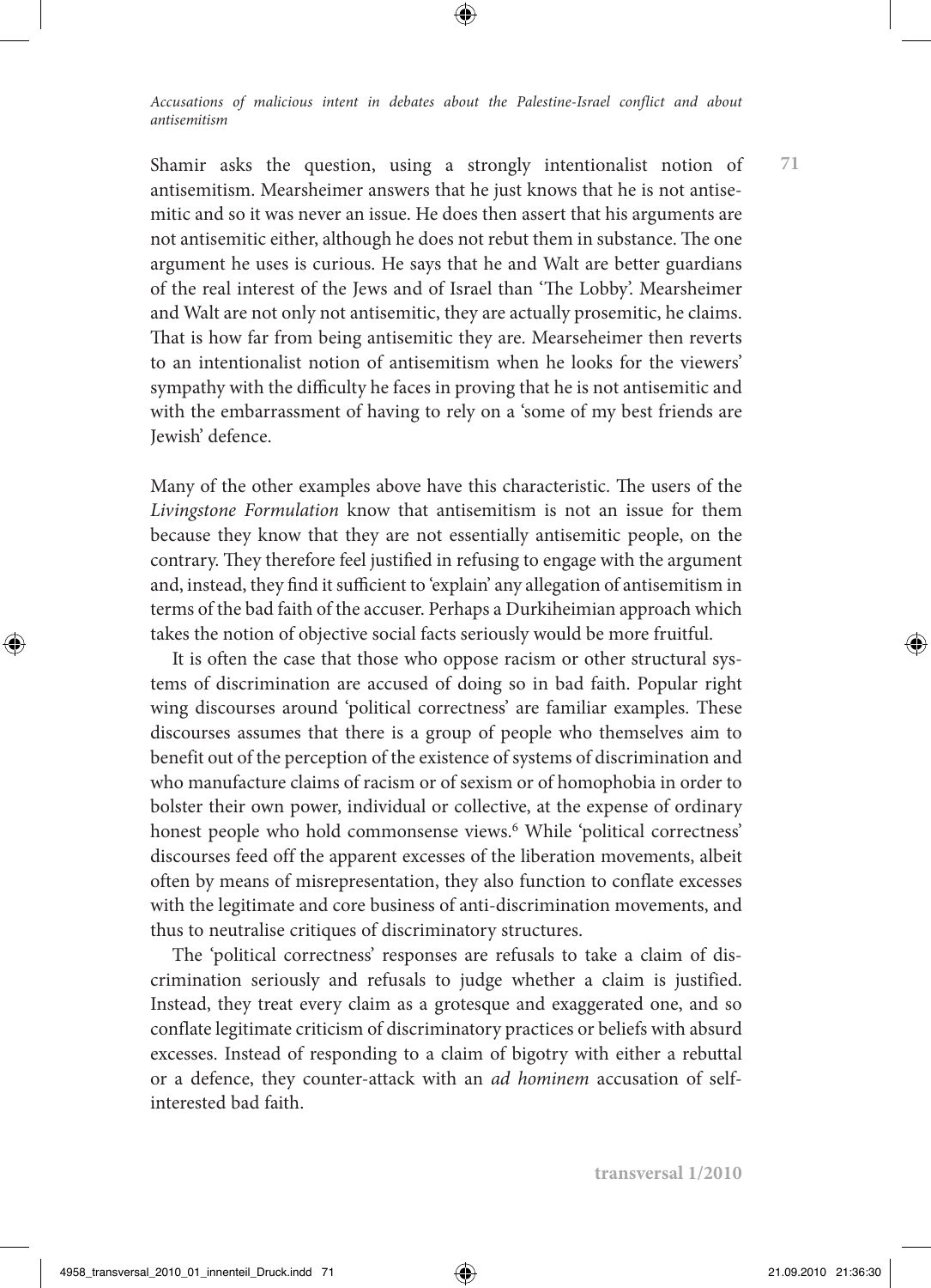Shamir asks the question, using a strongly intentionalist notion of antisemitism. Mearsheimer answers that he just knows that he is not antisemitic and so it was never an issue. He does then assert that his arguments are not antisemitic either, although he does not rebut them in substance. The one argument he uses is curious. He says that he and Walt are better guardians of the real interest of the Jews and of Israel than 'The Lobby'. Mearsheimer and Walt are not only not antisemitic, they are actually prosemitic, he claims. That is how far from being antisemitic they are. Mearseheimer then reverts to an intentionalist notion of antisemitism when he looks for the viewers' sympathy with the difficulty he faces in proving that he is not antisemitic and with the embarrassment of having to rely on a 'some of my best friends are Jewish' defence.

Many of the other examples above have this characteristic. The users of the *Livingstone Formulation* know that antisemitism is not an issue for them because they know that they are not essentially antisemitic people, on the contrary. They therefore feel justified in refusing to engage with the argument and, instead, they find it sufficient to 'explain' any allegation of antisemitism in terms of the bad faith of the accuser. Perhaps a Durkiheimian approach which takes the notion of objective social facts seriously would be more fruitful.

It is often the case that those who oppose racism or other structural systems of discrimination are accused of doing so in bad faith. Popular right wing discourses around 'political correctness' are familiar examples. These discourses assumes that there is a group of people who themselves aim to benefit out of the perception of the existence of systems of discrimination and who manufacture claims of racism or of sexism or of homophobia in order to bolster their own power, individual or collective, at the expense of ordinary honest people who hold commonsense views.[6] While 'political correctness' discourses feed off the apparent excesses of the liberation movements, albeit often by means of misrepresentation, they also function to conflate excesses with the legitimate and core business of anti-discrimination movements, and thus to neutralise critiques of discriminatory structures.

The 'political correctness' responses are refusals to take a claim of discrimination seriously and refusals to judge whether a claim is justified. Instead, they treat every claim as a grotesque and exaggerated one, and so conflate legitimate criticism of discriminatory practices or beliefs with absurd excesses. Instead of responding to a claim of bigotry with either a rebuttal or a defence, they counter-attack with an *ad hominem* accusation of self-interested bad faith.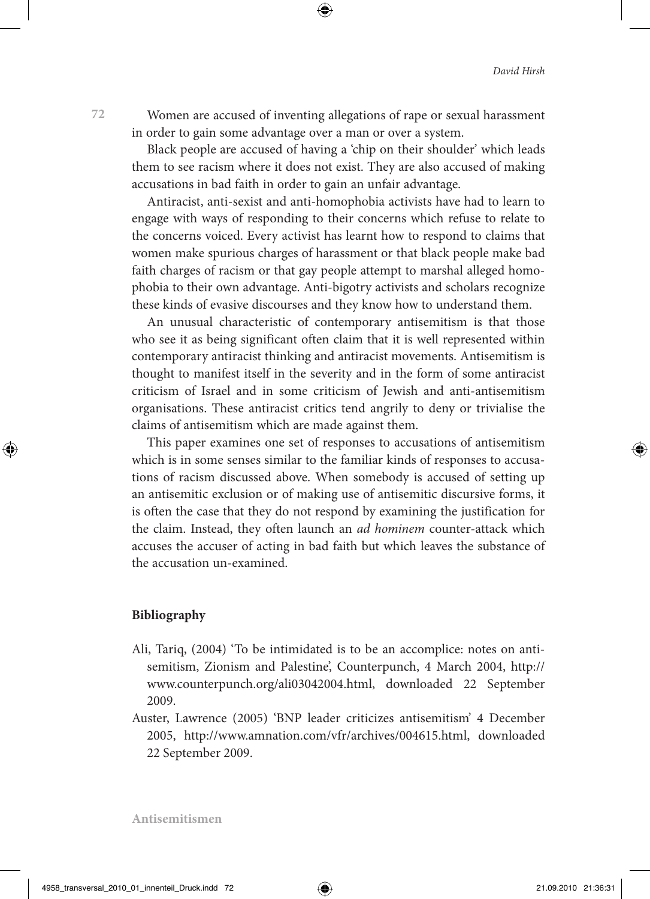Women are accused of inventing allegations of rape or sexual harassment in order to gain some advantage over a man or over a system.

Black people are accused of having a 'chip on their shoulder' which leads them to see racism where it does not exist. They are also accused of making accusations in bad faith in order to gain an unfair advantage.

Antiracist, anti-sexist and anti-homophobia activists have had to learn to engage with ways of responding to their concerns which refuse to relate to the concerns voiced. Every activist has learnt how to respond to claims that women make spurious charges of harassment or that black people make bad faith charges of racism or that gay people attempt to marshal alleged homophobia to their own advantage. Anti-bigotry activists and scholars recognize these kinds of evasive discourses and they know how to understand them.

An unusual characteristic of contemporary antisemitism is that those who see it as being significant often claim that it is well represented within contemporary antiracist thinking and antiracist movements. Antisemitism is thought to manifest itself in the severity and in the form of some antiracist criticism of Israel and in some criticism of Jewish and anti-antisemitism organisations. These antiracist critics tend angrily to deny or trivialise the claims of antisemitism which are made against them.

This paper examines one set of responses to accusations of antisemitism which is in some senses similar to the familiar kinds of responses to accusations of racism discussed above. When somebody is accused of setting up an antisemitic exclusion or of making use of antisemitic discursive forms, it is often the case that they do not respond by examining the justification for the claim. Instead, they often launch an *ad hominem* counter-attack which accuses the accuser of acting in bad faith but which leaves the substance of the accusation un-examined.

## Bibliography

Ali, Tariq, (2004) 'To be intimidated is to be an accomplice: notes on antisemitism, Zionism and Palestine', Counterpunch, 4 March 2004, http://www.counterpunch.org/ali03042004.html, downloaded 22 September 2009.

Auster, Lawrence (2005) 'BNP leader criticizes antisemitism' 4 December 2005, http://www.amnation.com/vfr/archives/004615.html, downloaded 22 September 2009.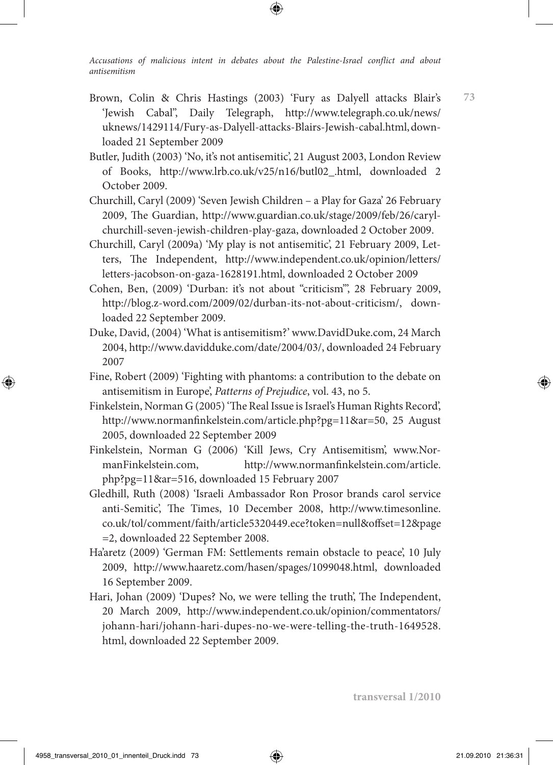Brown, Colin & Chris Hastings (2003) 'Fury as Dalyell attacks Blair's 'Jewish Cabal'', Daily Telegraph, http://www.telegraph.co.uk/news/uknews/1429114/Fury-as-Dalyell-attacks-Blairs-Jewish-cabal.html, downloaded 21 September 2009

Butler, Judith (2003) 'No, it's not antisemitic', 21 August 2003, London Review of Books, http://www.lrb.co.uk/v25/n16/butl02_.html, downloaded 2 October 2009.

Churchill, Caryl (2009) 'Seven Jewish Children – a Play for Gaza' 26 February 2009, The Guardian, http://www.guardian.co.uk/stage/2009/feb/26/caryl-churchill-seven-jewish-children-play-gaza, downloaded 2 October 2009.

Churchill, Caryl (2009a) 'My play is not antisemitic', 21 February 2009, Letters, The Independent, http://www.independent.co.uk/opinion/letters/letters-jacobson-on-gaza-1628191.html, downloaded 2 October 2009

Cohen, Ben, (2009) 'Durban: it's not about "criticism"', 28 February 2009, http://blog.z-word.com/2009/02/durban-its-not-about-criticism/, downloaded 22 September 2009.

Duke, David, (2004) 'What is antisemitism?' www.DavidDuke.com, 24 March 2004, http://www.davidduke.com/date/2004/03/, downloaded 24 February 2007

Fine, Robert (2009) 'Fighting with phantoms: a contribution to the debate on antisemitism in Europe', *Patterns of Prejudice*, vol. 43, no 5.

Finkelstein, Norman G (2005) 'The Real Issue is Israel's Human Rights Record', http://www.normanfinkelstein.com/article.php?pg=11&ar=50, 25 August 2005, downloaded 22 September 2009

Finkelstein, Norman G (2006) 'Kill Jews, Cry Antisemitism', www.NormanFinkelstein.com, http://www.normanfinkelstein.com/article.php?pg=11&ar=516, downloaded 15 February 2007

Gledhill, Ruth (2008) 'Israeli Ambassador Ron Prosor brands carol service anti-Semitic', The Times, 10 December 2008, http://www.timesonline.co.uk/tol/comment/faith/article5320449.ece?token=null&offset=12&page=2, downloaded 22 September 2008.

Ha'aretz (2009) 'German FM: Settlements remain obstacle to peace', 10 July 2009, http://www.haaretz.com/hasen/spages/1099048.html, downloaded 16 September 2009.

Hari, Johan (2009) 'Dupes? No, we were telling the truth', The Independent, 20 March 2009, http://www.independent.co.uk/opinion/commentators/johann-hari/johann-hari-dupes-no-we-were-telling-the-truth-1649528.html, downloaded 22 September 2009.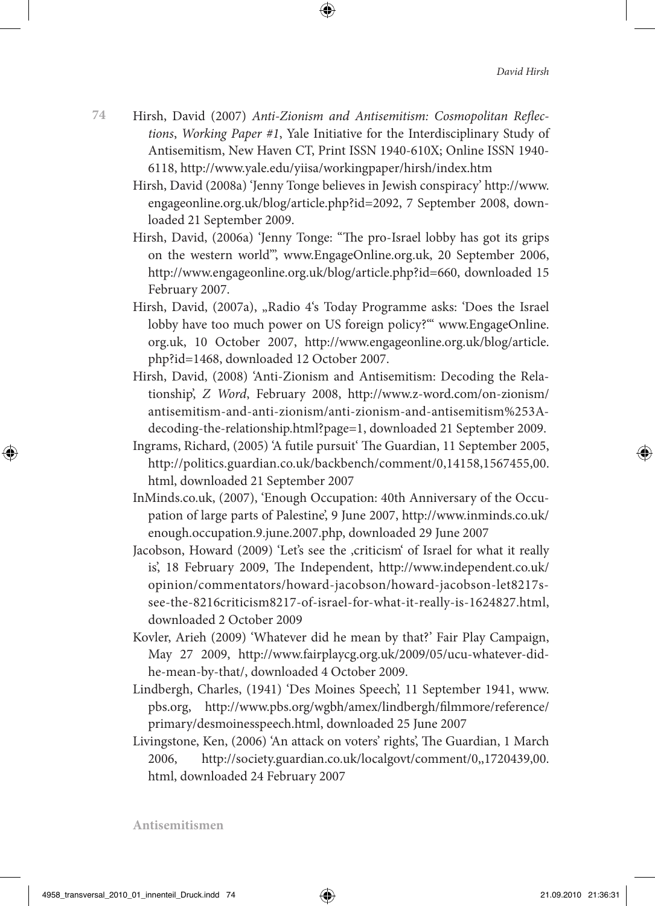Hirsh, David (2007) *Anti-Zionism and Antisemitism: Cosmopolitan Reflections*, *Working Paper #1*, Yale Initiative for the Interdisciplinary Study of Antisemitism, New Haven CT, Print ISSN 1940-610X; Online ISSN 1940-6118, http://www.yale.edu/yiisa/workingpaper/hirsh/index.htm

Hirsh, David (2008a) 'Jenny Tonge believes in Jewish conspiracy' http://www.engageonline.org.uk/blog/article.php?id=2092, 7 September 2008, downloaded 21 September 2009.

Hirsh, David, (2006a) 'Jenny Tonge: "The pro-Israel lobby has got its grips on the western world"', www.EngageOnline.org.uk, 20 September 2006, http://www.engageonline.org.uk/blog/article.php?id=660, downloaded 15 February 2007.

Hirsh, David, (2007a), „Radio 4's Today Programme asks: 'Does the Israel lobby have too much power on US foreign policy?'" www.EngageOnline.org.uk, 10 October 2007, http://www.engageonline.org.uk/blog/article.php?id=1468, downloaded 12 October 2007.

Hirsh, David, (2008) 'Anti-Zionism and Antisemitism: Decoding the Relationship', *Z Word*, February 2008, http://www.z-word.com/on-zionism/antisemitism-and-anti-zionism/anti-zionism-and-antisemitism%253A-decoding-the-relationship.html?page=1, downloaded 21 September 2009.

Ingrams, Richard, (2005) 'A futile pursuit' The Guardian, 11 September 2005, http://politics.guardian.co.uk/backbench/comment/0,14158,1567455,00.html, downloaded 21 September 2007

InMinds.co.uk, (2007), 'Enough Occupation: 40th Anniversary of the Occupation of large parts of Palestine', 9 June 2007, http://www.inminds.co.uk/enough.occupation.9.june.2007.php, downloaded 29 June 2007

Jacobson, Howard (2009) 'Let's see the ‚criticism' of Israel for what it really is', 18 February 2009, The Independent, http://www.independent.co.uk/opinion/commentators/howard-jacobson/howard-jacobson-let8217s-see-the-8216criticism8217-of-israel-for-what-it-really-is-1624827.html, downloaded 2 October 2009

Kovler, Arieh (2009) 'Whatever did he mean by that?' Fair Play Campaign, May 27 2009, http://www.fairplaycg.org.uk/2009/05/ucu-whatever-did-he-mean-by-that/, downloaded 4 October 2009.

Lindbergh, Charles, (1941) 'Des Moines Speech', 11 September 1941, www.pbs.org, http://www.pbs.org/wgbh/amex/lindbergh/filmmore/reference/primary/desmoinesspeech.html, downloaded 25 June 2007

Livingstone, Ken, (2006) 'An attack on voters' rights', The Guardian, 1 March 2006, http://society.guardian.co.uk/localgovt/comment/0,,1720439,00.html, downloaded 24 February 2007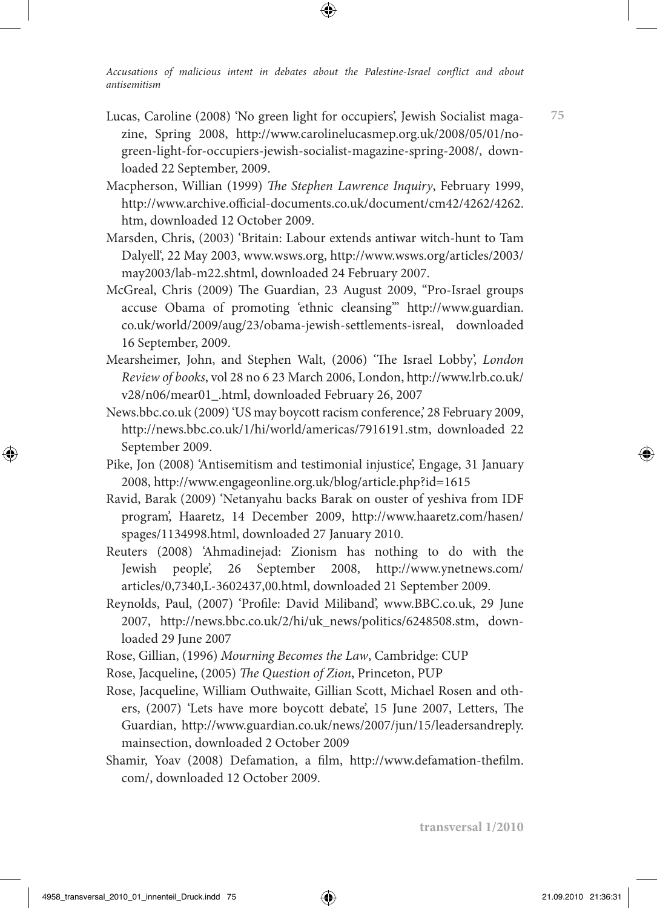Lucas, Caroline (2008) 'No green light for occupiers', Jewish Socialist magazine, Spring 2008, http://www.carolinelucasmep.org.uk/2008/05/01/no-green-light-for-occupiers-jewish-socialist-magazine-spring-2008/, downloaded 22 September, 2009.

Macpherson, Willian (1999) *The Stephen Lawrence Inquiry*, February 1999, http://www.archive.official-documents.co.uk/document/cm42/4262/4262.htm, downloaded 12 October 2009.

Marsden, Chris, (2003) 'Britain: Labour extends antiwar witch-hunt to Tam Dalyell', 22 May 2003, www.wsws.org, http://www.wsws.org/articles/2003/may2003/lab-m22.shtml, downloaded 24 February 2007.

McGreal, Chris (2009) The Guardian, 23 August 2009, "Pro-Israel groups accuse Obama of promoting 'ethnic cleansing'" http://www.guardian.co.uk/world/2009/aug/23/obama-jewish-settlements-isreal, downloaded 16 September, 2009.

Mearsheimer, John, and Stephen Walt, (2006) 'The Israel Lobby', *London Review of books*, vol 28 no 6 23 March 2006, London, http://www.lrb.co.uk/v28/n06/mear01_.html, downloaded February 26, 2007

News.bbc.co.uk (2009) 'US may boycott racism conference,' 28 February 2009, http://news.bbc.co.uk/1/hi/world/americas/7916191.stm, downloaded 22 September 2009.

Pike, Jon (2008) 'Antisemitism and testimonial injustice', Engage, 31 January 2008, http://www.engageonline.org.uk/blog/article.php?id=1615

Ravid, Barak (2009) 'Netanyahu backs Barak on ouster of yeshiva from IDF program', Haaretz, 14 December 2009, http://www.haaretz.com/hasen/spages/1134998.html, downloaded 27 January 2010.

Reuters (2008) 'Ahmadinejad: Zionism has nothing to do with the Jewish people', 26 September 2008, http://www.ynetnews.com/articles/0,7340,L-3602437,00.html, downloaded 21 September 2009.

Reynolds, Paul, (2007) 'Profile: David Miliband', www.BBC.co.uk, 29 June 2007, http://news.bbc.co.uk/2/hi/uk_news/politics/6248508.stm, downloaded 29 June 2007

Rose, Gillian, (1996) *Mourning Becomes the Law*, Cambridge: CUP

Rose, Jacqueline, (2005) *The Question of Zion*, Princeton, PUP

Rose, Jacqueline, William Outhwaite, Gillian Scott, Michael Rosen and others, (2007) 'Lets have more boycott debate', 15 June 2007, Letters, The Guardian, http://www.guardian.co.uk/news/2007/jun/15/leadersandreply.mainsection, downloaded 2 October 2009

Shamir, Yoav (2008) Defamation, a film, http://www.defamation-thefilm.com/, downloaded 12 October 2009.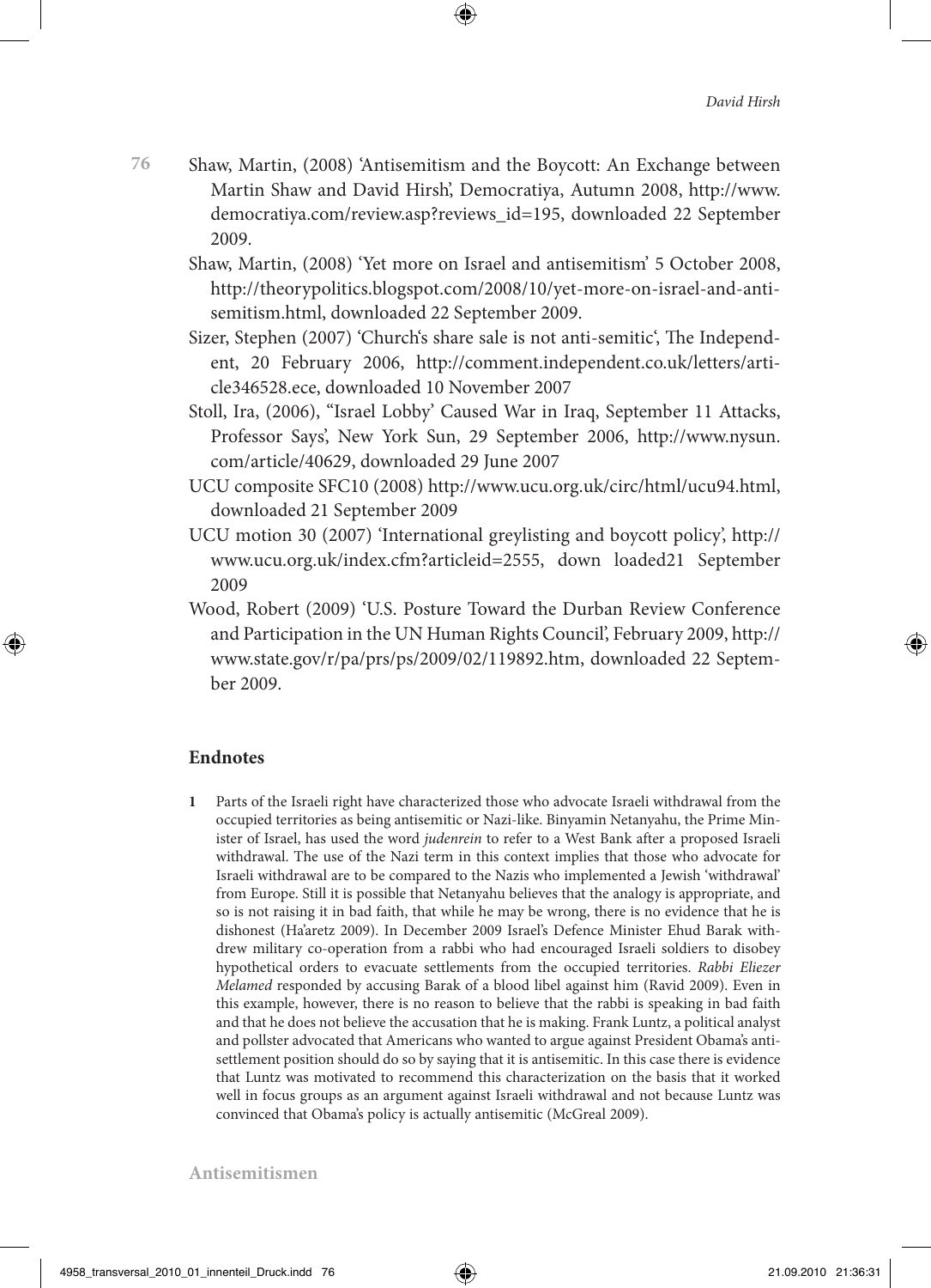Shaw, Martin, (2008) 'Antisemitism and the Boycott: An Exchange between Martin Shaw and David Hirsh', Democratiya, Autumn 2008, http://www.democratiya.com/review.asp?reviews_id=195, downloaded 22 September 2009.

Shaw, Martin, (2008) 'Yet more on Israel and antisemitism' 5 October 2008, http://theorypolitics.blogspot.com/2008/10/yet-more-on-israel-and-antisemitism.html, downloaded 22 September 2009.

Sizer, Stephen (2007) 'Church's share sale is not anti-semitic', The Independent, 20 February 2006, http://comment.independent.co.uk/letters/article346528.ece, downloaded 10 November 2007

Stoll, Ira, (2006), ''Israel Lobby' Caused War in Iraq, September 11 Attacks, Professor Says', New York Sun, 29 September 2006, http://www.nysun.com/article/40629, downloaded 29 June 2007

UCU composite SFC10 (2008) http://www.ucu.org.uk/circ/html/ucu94.html, downloaded 21 September 2009

UCU motion 30 (2007) 'International greylisting and boycott policy', http://www.ucu.org.uk/index.cfm?articleid=2555, down loaded21 September 2009

Wood, Robert (2009) 'U.S. Posture Toward the Durban Review Conference and Participation in the UN Human Rights Council', February 2009, http://www.state.gov/r/pa/prs/ps/2009/02/119892.htm, downloaded 22 September 2009.

## Endnotes

1 Parts of the Israeli right have characterized those who advocate Israeli withdrawal from the occupied territories as being antisemitic or Nazi-like. Binyamin Netanyahu, the Prime Minister of Israel, has used the word *judenrein* to refer to a West Bank after a proposed Israeli withdrawal. The use of the Nazi term in this context implies that those who advocate for Israeli withdrawal are to be compared to the Nazis who implemented a Jewish 'withdrawal' from Europe. Still it is possible that Netanyahu believes that the analogy is appropriate, and so is not raising it in bad faith, that while he may be wrong, there is no evidence that he is dishonest (Ha'aretz 2009). In December 2009 Israel's Defence Minister Ehud Barak withdrew military co-operation from a rabbi who had encouraged Israeli soldiers to disobey hypothetical orders to evacuate settlements from the occupied territories. *Rabbi Eliezer Melamed* responded by accusing Barak of a blood libel against him (Ravid 2009). Even in this example, however, there is no reason to believe that the rabbi is speaking in bad faith and that he does not believe the accusation that he is making. Frank Luntz, a political analyst and pollster advocated that Americans who wanted to argue against President Obama's anti-settlement position should do so by saying that it is antisemitic. In this case there is evidence that Luntz was motivated to recommend this characterization on the basis that it worked well in focus groups as an argument against Israeli withdrawal and not because Luntz was convinced that Obama's policy is actually antisemitic (McGreal 2009).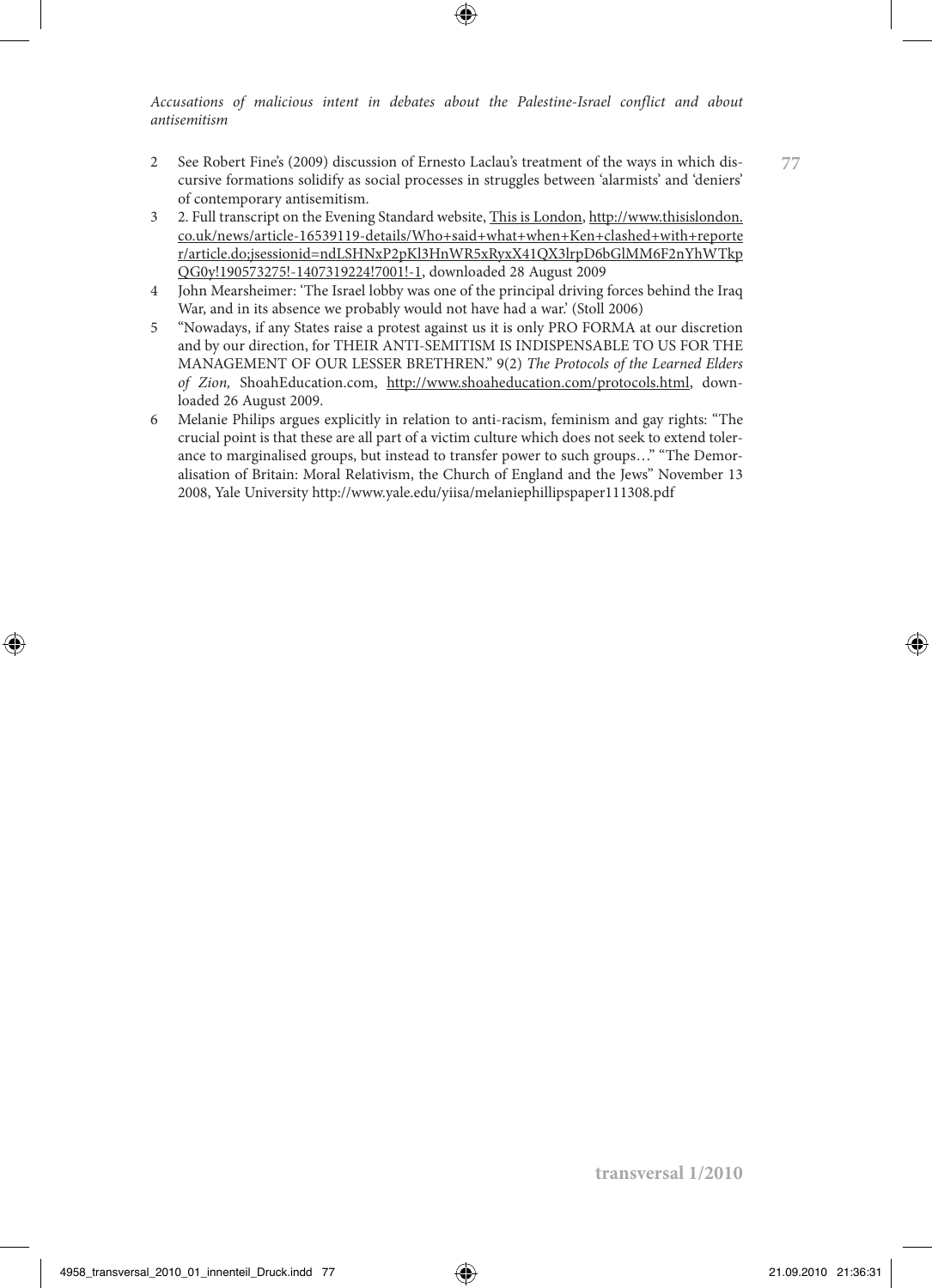2. See Robert Fine's (2009) discussion of Ernesto Laclau's treatment of the ways in which discursive formations solidify as social processes in struggles between 'alarmists' and 'deniers' of contemporary antisemitism.
3. 2. Full transcript on the Evening Standard website, This is London, http://www.thisislondon.co.uk/news/article-16539119-details/Who+said+what+when+Ken+clashed+with+reporter/article.do;jsessionid=ndLSHNxP2pKl3HnWR5xRyxX41QX3lrpD6bGlMM6F2nYhWTkpQG0y!190573275!-1407319224!7001!-1, downloaded 28 August 2009
4. John Mearsheimer: 'The Israel lobby was one of the principal driving forces behind the Iraq War, and in its absence we probably would not have had a war.' (Stoll 2006)
5. "Nowadays, if any States raise a protest against us it is only PRO FORMA at our discretion and by our direction, for THEIR ANTI-SEMITISM IS INDISPENSABLE TO US FOR THE MANAGEMENT OF OUR LESSER BRETHREN." 9(2) *The Protocols of the Learned Elders of Zion,* ShoahEducation.com, http://www.shoaheducation.com/protocols.html, downloaded 26 August 2009.
6. Melanie Philips argues explicitly in relation to anti-racism, feminism and gay rights: "The crucial point is that these are all part of a victim culture which does not seek to extend tolerance to marginalised groups, but instead to transfer power to such groups…" "The Demoralisation of Britain: Moral Relativism, the Church of England and the Jews" November 13 2008, Yale University http://www.yale.edu/yiisa/melaniephillipspaper111308.pdf